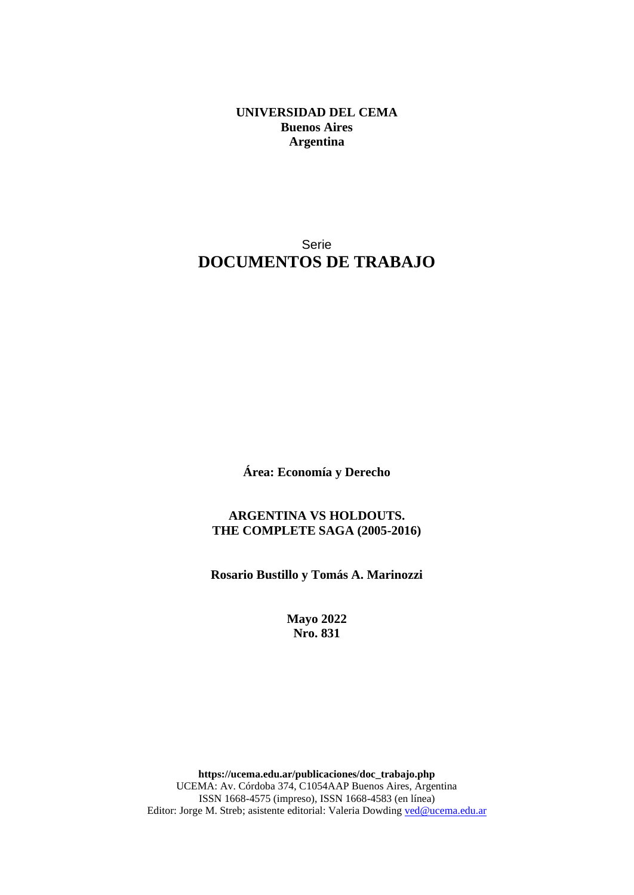**UNIVERSIDAD DEL CEMA**
**Buenos Aires**
**Argentina**

Serie

# DOCUMENTOS DE TRABAJO

**Área: Economía y Derecho**

**ARGENTINA VS HOLDOUTS.**
**THE COMPLETE SAGA (2005-2016)**

**Rosario Bustillo y Tomás A. Marinozzi**

**Mayo 2022**
**Nro. 831**

**https://ucema.edu.ar/publicaciones/doc_trabajo.php**
UCEMA: Av. Córdoba 374, C1054AAP Buenos Aires, Argentina
ISSN 1668-4575 (impreso), ISSN 1668-4583 (en línea)
Editor: Jorge M. Streb; asistente editorial: Valeria Dowding ved@ucema.edu.ar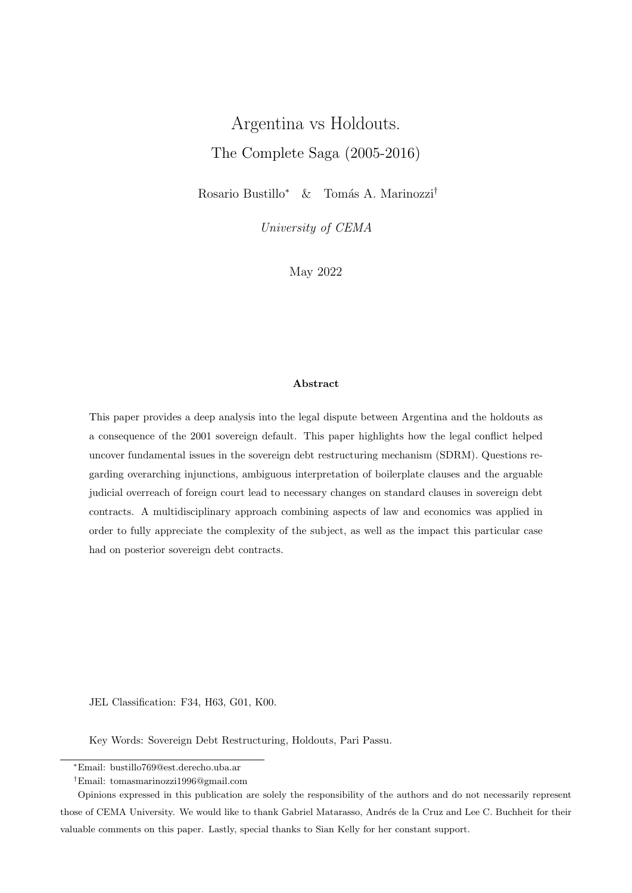# Argentina vs Holdouts.

## The Complete Saga (2005-2016)

Rosario Bustillo[*] & Tomás A. Marinozzi[†]

*University of CEMA*

May 2022

**Abstract**

This paper provides a deep analysis into the legal dispute between Argentina and the holdouts as a consequence of the 2001 sovereign default. This paper highlights how the legal conflict helped uncover fundamental issues in the sovereign debt restructuring mechanism (SDRM). Questions regarding overarching injunctions, ambiguous interpretation of boilerplate clauses and the arguable judicial overreach of foreign court lead to necessary changes on standard clauses in sovereign debt contracts. A multidisciplinary approach combining aspects of law and economics was applied in order to fully appreciate the complexity of the subject, as well as the impact this particular case had on posterior sovereign debt contracts.

JEL Classification: F34, H63, G01, K00.

Key Words: Sovereign Debt Restructuring, Holdouts, Pari Passu.

---

[*]Email: bustillo769@est.derecho.uba.ar

[†]Email: tomasmarinozzi1996@gmail.com

Opinions expressed in this publication are solely the responsibility of the authors and do not necessarily represent those of CEMA University. We would like to thank Gabriel Matarasso, Andrés de la Cruz and Lee C. Buchheit for their valuable comments on this paper. Lastly, special thanks to Sian Kelly for her constant support.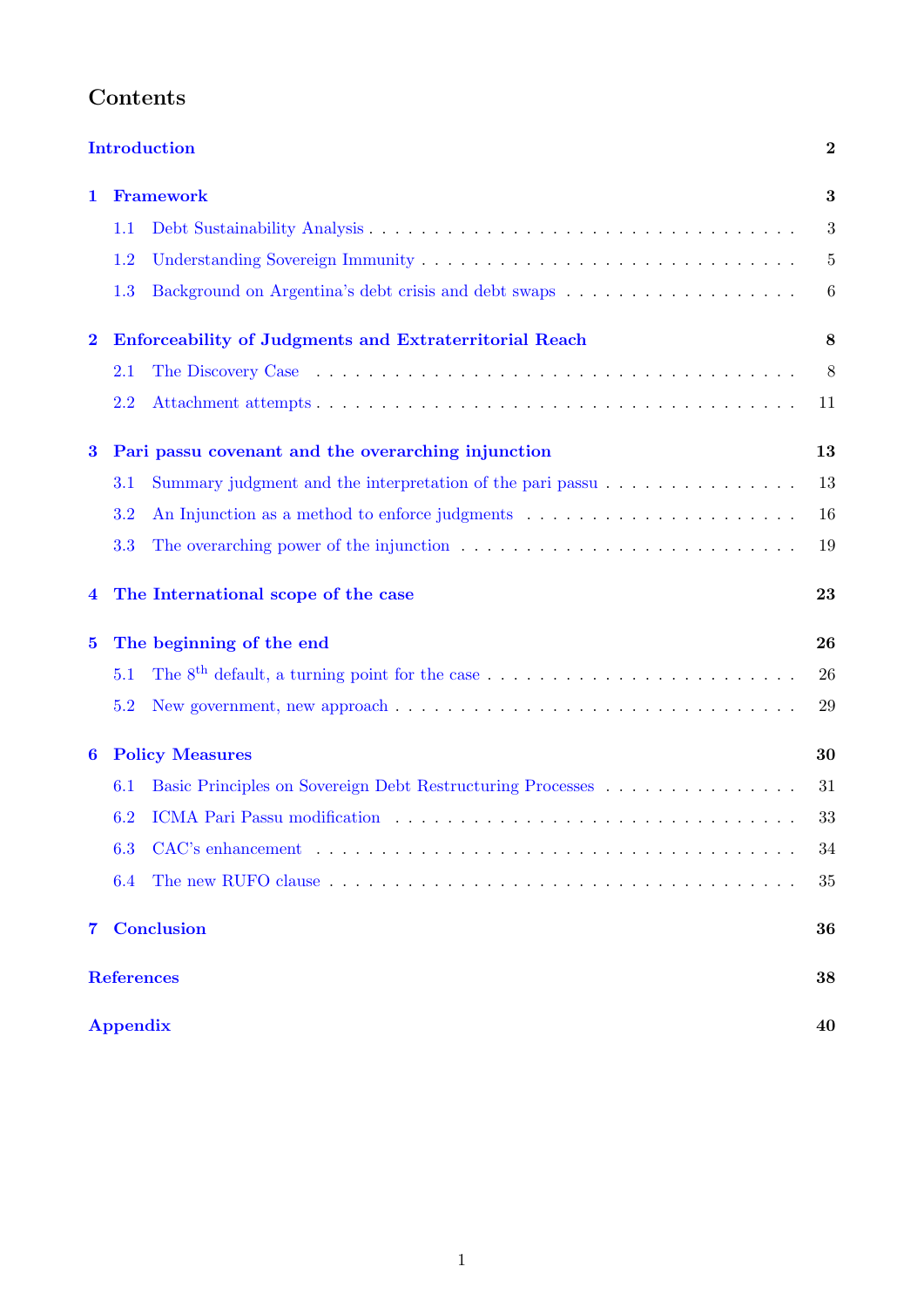# Contents

- Introduction — 2
- 1 Framework — 3
  - 1.1 Debt Sustainability Analysis — 3
  - 1.2 Understanding Sovereign Immunity — 5
  - 1.3 Background on Argentina's debt crisis and debt swaps — 6
- 2 Enforceability of Judgments and Extraterritorial Reach — 8
  - 2.1 The Discovery Case — 8
  - 2.2 Attachment attempts — 11
- 3 Pari passu covenant and the overarching injunction — 13
  - 3.1 Summary judgment and the interpretation of the pari passu — 13
  - 3.2 An Injunction as a method to enforce judgments — 16
  - 3.3 The overarching power of the injunction — 19
- 4 The International scope of the case — 23
- 5 The beginning of the end — 26
  - 5.1 The 8th default, a turning point for the case — 26
  - 5.2 New government, new approach — 29
- 6 Policy Measures — 30
  - 6.1 Basic Principles on Sovereign Debt Restructuring Processes — 31
  - 6.2 ICMA Pari Passu modification — 33
  - 6.3 CAC's enhancement — 34
  - 6.4 The new RUFO clause — 35
- 7 Conclusion — 36
- References — 38
- Appendix — 40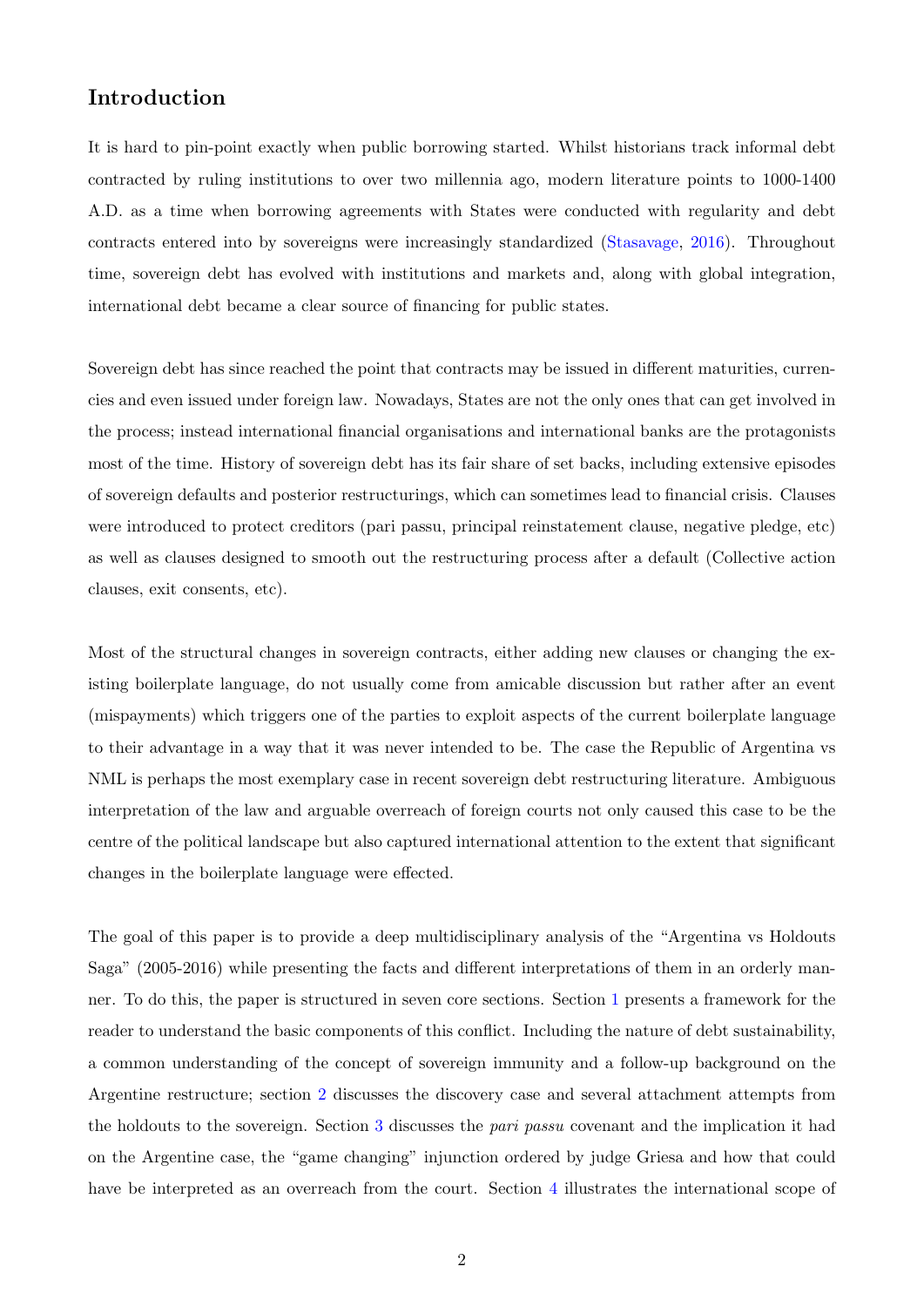## Introduction

It is hard to pin-point exactly when public borrowing started. Whilst historians track informal debt contracted by ruling institutions to over two millennia ago, modern literature points to 1000-1400 A.D. as a time when borrowing agreements with States were conducted with regularity and debt contracts entered into by sovereigns were increasingly standardized (Stasavage, 2016). Throughout time, sovereign debt has evolved with institutions and markets and, along with global integration, international debt became a clear source of financing for public states.

Sovereign debt has since reached the point that contracts may be issued in different maturities, currencies and even issued under foreign law. Nowadays, States are not the only ones that can get involved in the process; instead international financial organisations and international banks are the protagonists most of the time. History of sovereign debt has its fair share of set backs, including extensive episodes of sovereign defaults and posterior restructurings, which can sometimes lead to financial crisis. Clauses were introduced to protect creditors (pari passu, principal reinstatement clause, negative pledge, etc) as well as clauses designed to smooth out the restructuring process after a default (Collective action clauses, exit consents, etc).

Most of the structural changes in sovereign contracts, either adding new clauses or changing the existing boilerplate language, do not usually come from amicable discussion but rather after an event (mispayments) which triggers one of the parties to exploit aspects of the current boilerplate language to their advantage in a way that it was never intended to be. The case the Republic of Argentina vs NML is perhaps the most exemplary case in recent sovereign debt restructuring literature. Ambiguous interpretation of the law and arguable overreach of foreign courts not only caused this case to be the centre of the political landscape but also captured international attention to the extent that significant changes in the boilerplate language were effected.

The goal of this paper is to provide a deep multidisciplinary analysis of the "Argentina vs Holdouts Saga" (2005-2016) while presenting the facts and different interpretations of them in an orderly manner. To do this, the paper is structured in seven core sections. Section 1 presents a framework for the reader to understand the basic components of this conflict. Including the nature of debt sustainability, a common understanding of the concept of sovereign immunity and a follow-up background on the Argentine restructure; section 2 discusses the discovery case and several attachment attempts from the holdouts to the sovereign. Section 3 discusses the *pari passu* covenant and the implication it had on the Argentine case, the "game changing" injunction ordered by judge Griesa and how that could have be interpreted as an overreach from the court. Section 4 illustrates the international scope of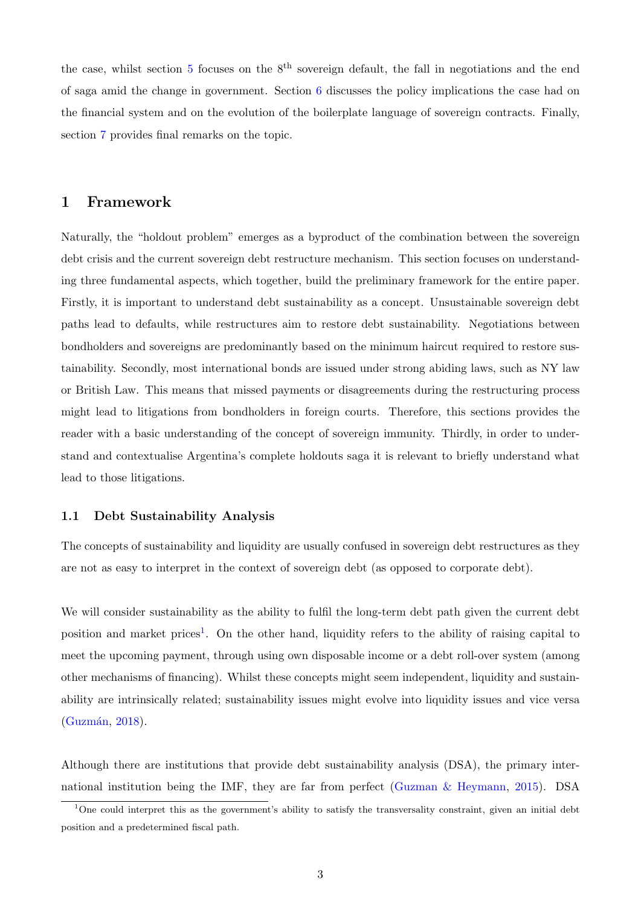the case, whilst section 5 focuses on the 8$^{\text{th}}$ sovereign default, the fall in negotiations and the end of saga amid the change in government. Section 6 discusses the policy implications the case had on the financial system and on the evolution of the boilerplate language of sovereign contracts. Finally, section 7 provides final remarks on the topic.

# 1 Framework

Naturally, the "holdout problem" emerges as a byproduct of the combination between the sovereign debt crisis and the current sovereign debt restructure mechanism. This section focuses on understanding three fundamental aspects, which together, build the preliminary framework for the entire paper. Firstly, it is important to understand debt sustainability as a concept. Unsustainable sovereign debt paths lead to defaults, while restructures aim to restore debt sustainability. Negotiations between bondholders and sovereigns are predominantly based on the minimum haircut required to restore sustainability. Secondly, most international bonds are issued under strong abiding laws, such as NY law or British Law. This means that missed payments or disagreements during the restructuring process might lead to litigations from bondholders in foreign courts. Therefore, this sections provides the reader with a basic understanding of the concept of sovereign immunity. Thirdly, in order to understand and contextualise Argentina's complete holdouts saga it is relevant to briefly understand what lead to those litigations.

## 1.1 Debt Sustainability Analysis

The concepts of sustainability and liquidity are usually confused in sovereign debt restructures as they are not as easy to interpret in the context of sovereign debt (as opposed to corporate debt).

We will consider sustainability as the ability to fulfil the long-term debt path given the current debt position and market prices[1]. On the other hand, liquidity refers to the ability of raising capital to meet the upcoming payment, through using own disposable income or a debt roll-over system (among other mechanisms of financing). Whilst these concepts might seem independent, liquidity and sustainability are intrinsically related; sustainability issues might evolve into liquidity issues and vice versa (Guzmán, 2018).

Although there are institutions that provide debt sustainability analysis (DSA), the primary international institution being the IMF, they are far from perfect (Guzman & Heymann, 2015). DSA

[1] One could interpret this as the government's ability to satisfy the transversality constraint, given an initial debt position and a predetermined fiscal path.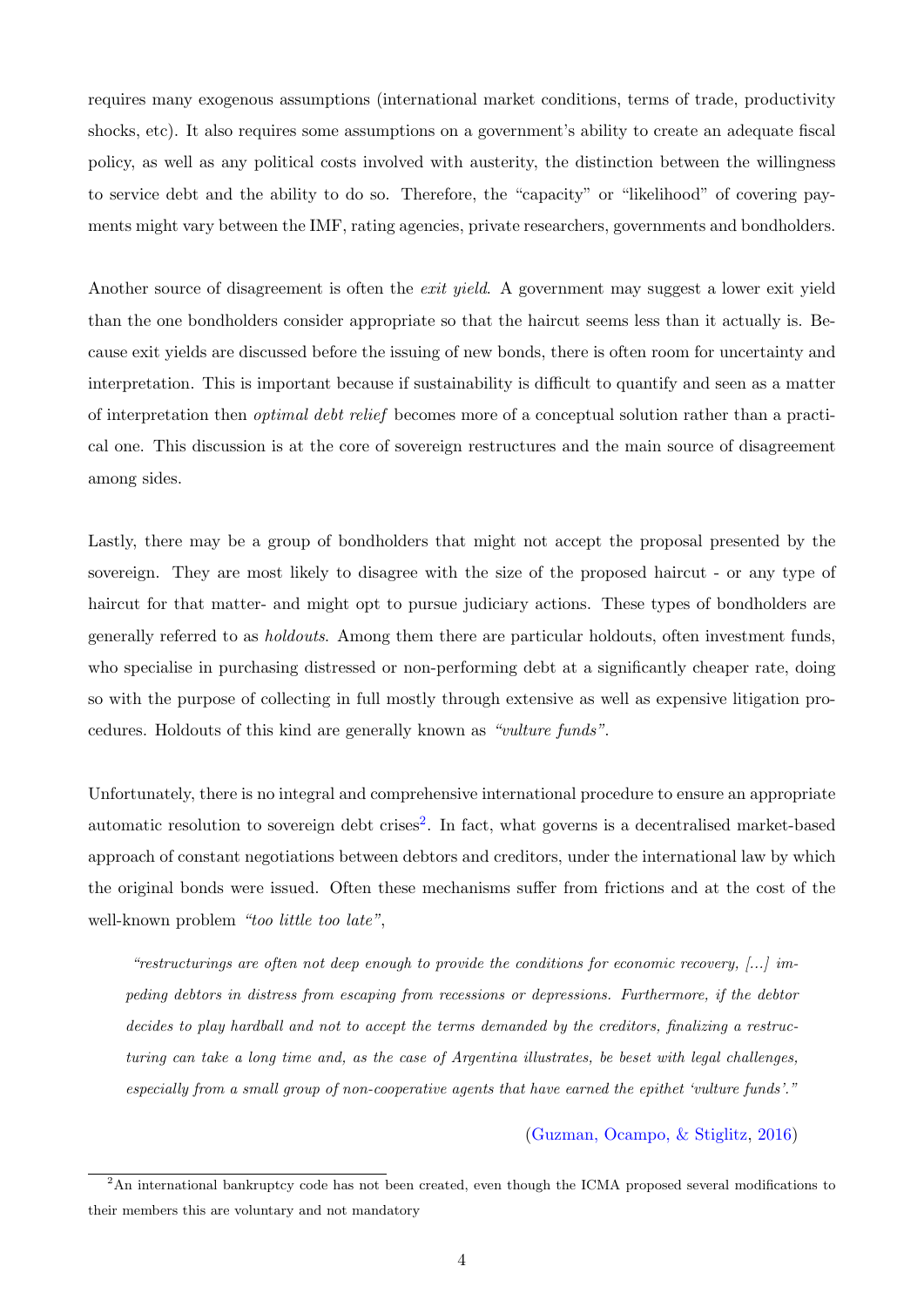requires many exogenous assumptions (international market conditions, terms of trade, productivity shocks, etc). It also requires some assumptions on a government's ability to create an adequate fiscal policy, as well as any political costs involved with austerity, the distinction between the willingness to service debt and the ability to do so. Therefore, the "capacity" or "likelihood" of covering payments might vary between the IMF, rating agencies, private researchers, governments and bondholders.

Another source of disagreement is often the *exit yield*. A government may suggest a lower exit yield than the one bondholders consider appropriate so that the haircut seems less than it actually is. Because exit yields are discussed before the issuing of new bonds, there is often room for uncertainty and interpretation. This is important because if sustainability is difficult to quantify and seen as a matter of interpretation then *optimal debt relief* becomes more of a conceptual solution rather than a practical one. This discussion is at the core of sovereign restructures and the main source of disagreement among sides.

Lastly, there may be a group of bondholders that might not accept the proposal presented by the sovereign. They are most likely to disagree with the size of the proposed haircut - or any type of haircut for that matter- and might opt to pursue judiciary actions. These types of bondholders are generally referred to as *holdouts*. Among them there are particular holdouts, often investment funds, who specialise in purchasing distressed or non-performing debt at a significantly cheaper rate, doing so with the purpose of collecting in full mostly through extensive as well as expensive litigation procedures. Holdouts of this kind are generally known as *"vulture funds"*.

Unfortunately, there is no integral and comprehensive international procedure to ensure an appropriate automatic resolution to sovereign debt crises[2]. In fact, what governs is a decentralised market-based approach of constant negotiations between debtors and creditors, under the international law by which the original bonds were issued. Often these mechanisms suffer from frictions and at the cost of the well-known problem *"too little too late"*,

> *"restructurings are often not deep enough to provide the conditions for economic recovery, [...] impeding debtors in distress from escaping from recessions or depressions. Furthermore, if the debtor decides to play hardball and not to accept the terms demanded by the creditors, finalizing a restructuring can take a long time and, as the case of Argentina illustrates, be beset with legal challenges, especially from a small group of non-cooperative agents that have earned the epithet 'vulture funds'."*
>
> (Guzman, Ocampo, & Stiglitz, 2016)

[2]An international bankruptcy code has not been created, even though the ICMA proposed several modifications to their members this are voluntary and not mandatory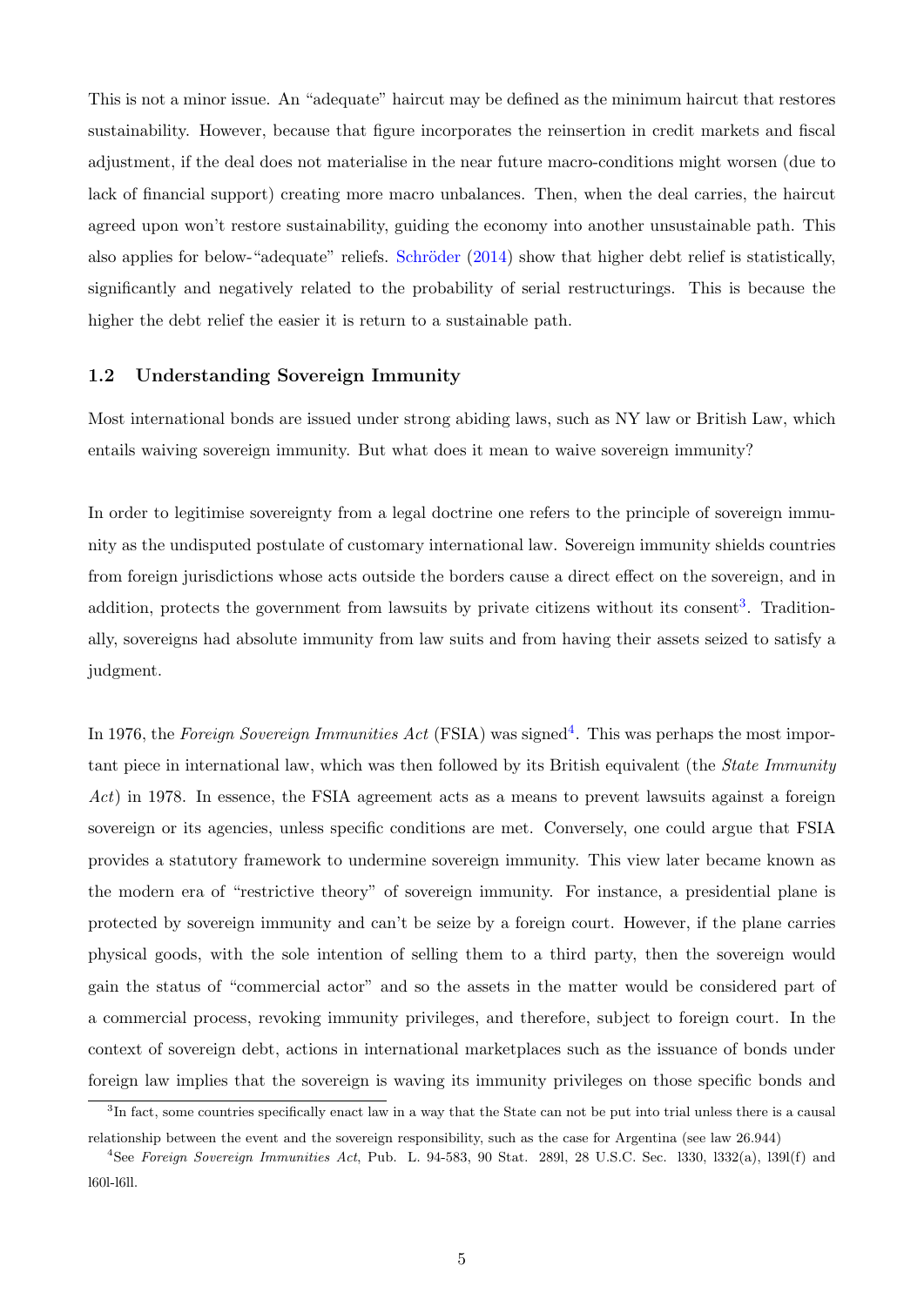This is not a minor issue. An "adequate" haircut may be defined as the minimum haircut that restores sustainability. However, because that figure incorporates the reinsertion in credit markets and fiscal adjustment, if the deal does not materialise in the near future macro-conditions might worsen (due to lack of financial support) creating more macro unbalances. Then, when the deal carries, the haircut agreed upon won't restore sustainability, guiding the economy into another unsustainable path. This also applies for below-"adequate" reliefs. Schröder (2014) show that higher debt relief is statistically, significantly and negatively related to the probability of serial restructurings. This is because the higher the debt relief the easier it is return to a sustainable path.

### 1.2 Understanding Sovereign Immunity

Most international bonds are issued under strong abiding laws, such as NY law or British Law, which entails waiving sovereign immunity. But what does it mean to waive sovereign immunity?

In order to legitimise sovereignty from a legal doctrine one refers to the principle of sovereign immunity as the undisputed postulate of customary international law. Sovereign immunity shields countries from foreign jurisdictions whose acts outside the borders cause a direct effect on the sovereign, and in addition, protects the government from lawsuits by private citizens without its consent[3]. Traditionally, sovereigns had absolute immunity from law suits and from having their assets seized to satisfy a judgment.

In 1976, the *Foreign Sovereign Immunities Act* (FSIA) was signed[4]. This was perhaps the most important piece in international law, which was then followed by its British equivalent (the *State Immunity Act*) in 1978. In essence, the FSIA agreement acts as a means to prevent lawsuits against a foreign sovereign or its agencies, unless specific conditions are met. Conversely, one could argue that FSIA provides a statutory framework to undermine sovereign immunity. This view later became known as the modern era of "restrictive theory" of sovereign immunity. For instance, a presidential plane is protected by sovereign immunity and can't be seize by a foreign court. However, if the plane carries physical goods, with the sole intention of selling them to a third party, then the sovereign would gain the status of "commercial actor" and so the assets in the matter would be considered part of a commercial process, revoking immunity privileges, and therefore, subject to foreign court. In the context of sovereign debt, actions in international marketplaces such as the issuance of bonds under foreign law implies that the sovereign is waving its immunity privileges on those specific bonds and

[3] In fact, some countries specifically enact law in a way that the State can not be put into trial unless there is a causal relationship between the event and the sovereign responsibility, such as the case for Argentina (see law 26.944)

[4] See *Foreign Sovereign Immunities Act*, Pub. L. 94-583, 90 Stat. 289l, 28 U.S.C. Sec. l330, l332(a), l39l(f) and l60l-l6ll.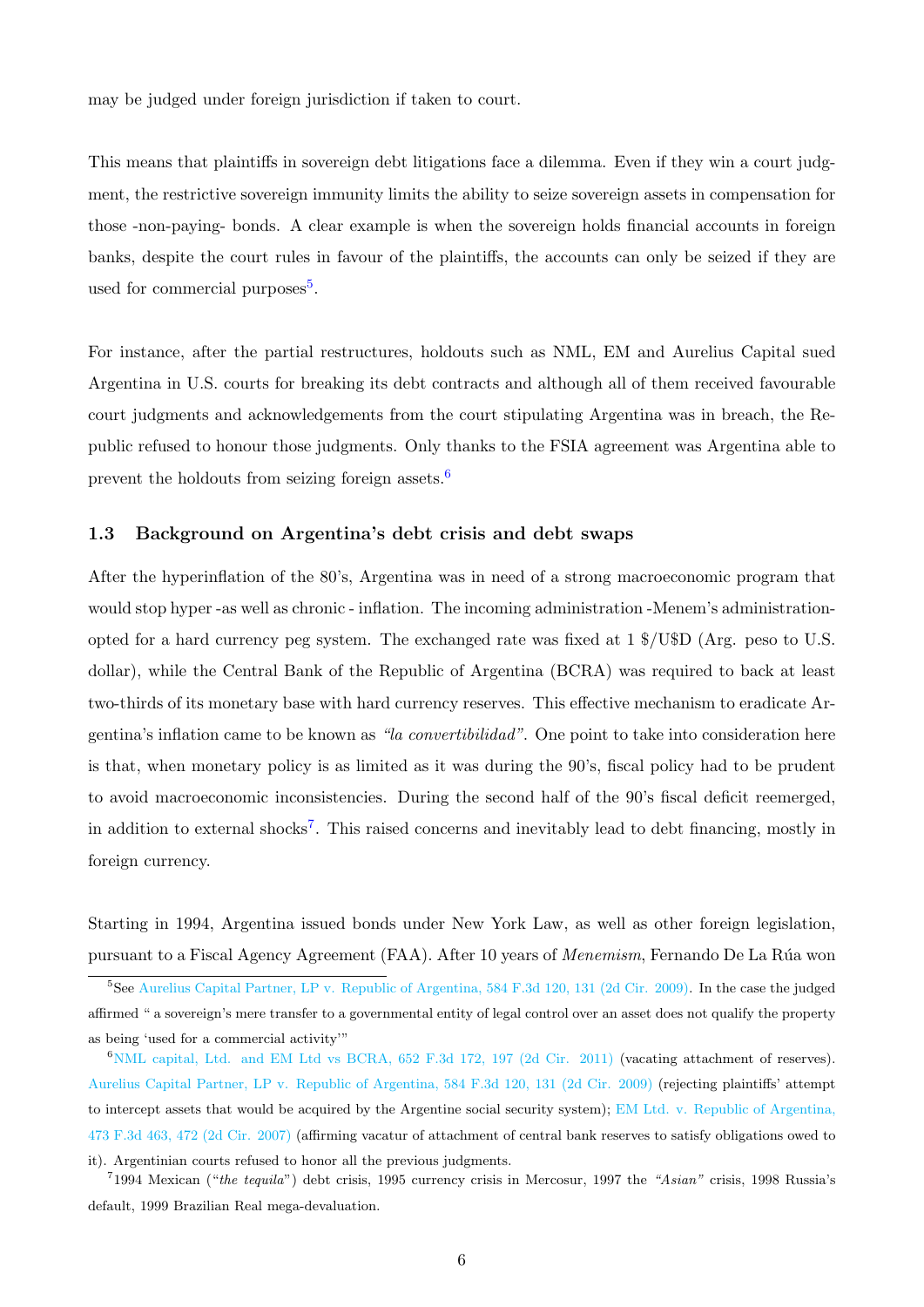may be judged under foreign jurisdiction if taken to court.

This means that plaintiffs in sovereign debt litigations face a dilemma. Even if they win a court judgment, the restrictive sovereign immunity limits the ability to seize sovereign assets in compensation for those -non-paying- bonds. A clear example is when the sovereign holds financial accounts in foreign banks, despite the court rules in favour of the plaintiffs, the accounts can only be seized if they are used for commercial purposes[5].

For instance, after the partial restructures, holdouts such as NML, EM and Aurelius Capital sued Argentina in U.S. courts for breaking its debt contracts and although all of them received favourable court judgments and acknowledgements from the court stipulating Argentina was in breach, the Republic refused to honour those judgments. Only thanks to the FSIA agreement was Argentina able to prevent the holdouts from seizing foreign assets.[6]

### 1.3 Background on Argentina's debt crisis and debt swaps

After the hyperinflation of the 80's, Argentina was in need of a strong macroeconomic program that would stop hyper -as well as chronic - inflation. The incoming administration -Menem's administration- opted for a hard currency peg system. The exchanged rate was fixed at 1 $/U$D (Arg. peso to U.S. dollar), while the Central Bank of the Republic of Argentina (BCRA) was required to back at least two-thirds of its monetary base with hard currency reserves. This effective mechanism to eradicate Argentina's inflation came to be known as *"la convertibilidad"*. One point to take into consideration here is that, when monetary policy is as limited as it was during the 90's, fiscal policy had to be prudent to avoid macroeconomic inconsistencies. During the second half of the 90's fiscal deficit reemerged, in addition to external shocks[7]. This raised concerns and inevitably lead to debt financing, mostly in foreign currency.

Starting in 1994, Argentina issued bonds under New York Law, as well as other foreign legislation, pursuant to a Fiscal Agency Agreement (FAA). After 10 years of *Menemism*, Fernando De La Rúa won

---

[5] See Aurelius Capital Partner, LP v. Republic of Argentina, 584 F.3d 120, 131 (2d Cir. 2009). In the case the judged affirmed " a sovereign's mere transfer to a governmental entity of legal control over an asset does not qualify the property as being 'used for a commercial activity'"

[6] NML capital, Ltd. and EM Ltd vs BCRA, 652 F.3d 172, 197 (2d Cir. 2011) (vacating attachment of reserves). Aurelius Capital Partner, LP v. Republic of Argentina, 584 F.3d 120, 131 (2d Cir. 2009) (rejecting plaintiffs' attempt to intercept assets that would be acquired by the Argentine social security system); EM Ltd. v. Republic of Argentina, 473 F.3d 463, 472 (2d Cir. 2007) (affirming vacatur of attachment of central bank reserves to satisfy obligations owed to it). Argentinian courts refused to honor all the previous judgments.

[7] 1994 Mexican ("*the tequila*") debt crisis, 1995 currency crisis in Mercosur, 1997 the *"Asian"* crisis, 1998 Russia's default, 1999 Brazilian Real mega-devaluation.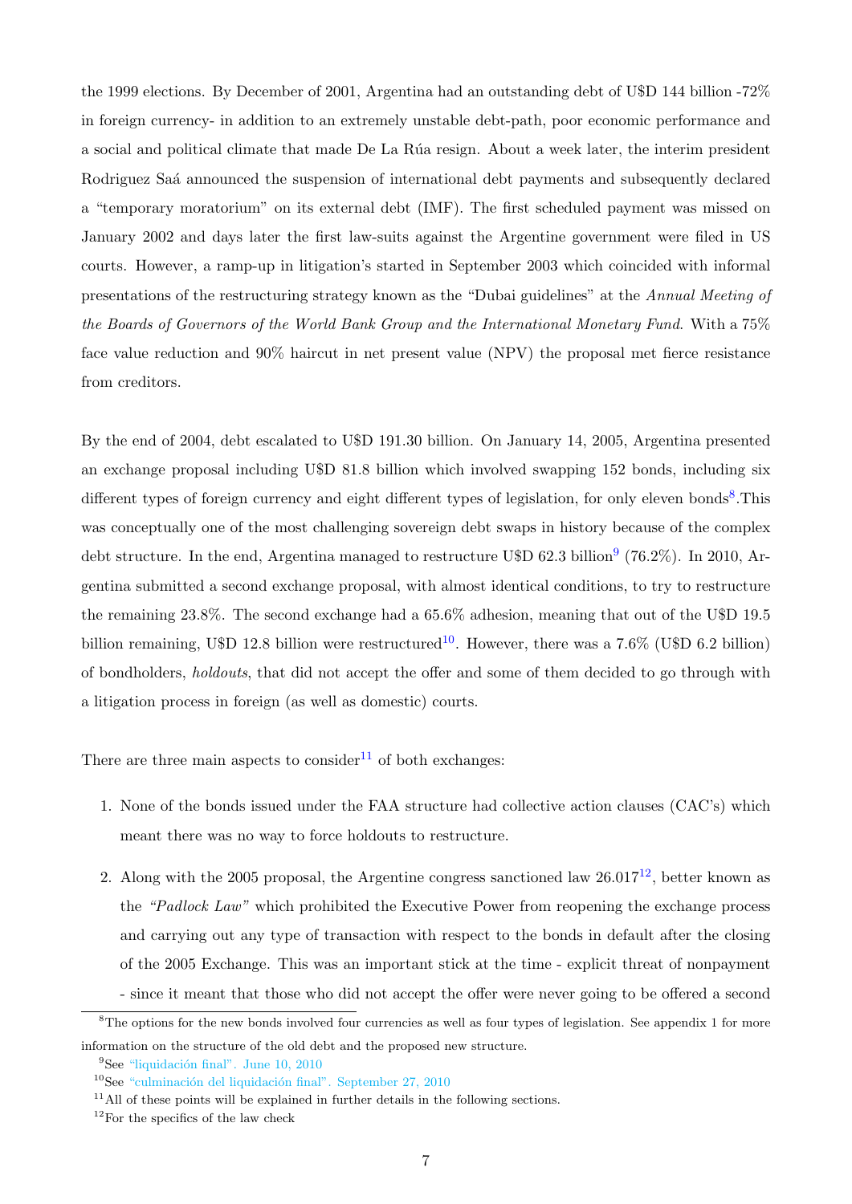the 1999 elections. By December of 2001, Argentina had an outstanding debt of U$D 144 billion -72% in foreign currency- in addition to an extremely unstable debt-path, poor economic performance and a social and political climate that made De La Rúa resign. About a week later, the interim president Rodriguez Saá announced the suspension of international debt payments and subsequently declared a "temporary moratorium" on its external debt (IMF). The first scheduled payment was missed on January 2002 and days later the first law-suits against the Argentine government were filed in US courts. However, a ramp-up in litigation's started in September 2003 which coincided with informal presentations of the restructuring strategy known as the "Dubai guidelines" at the *Annual Meeting of the Boards of Governors of the World Bank Group and the International Monetary Fund*. With a 75% face value reduction and 90% haircut in net present value (NPV) the proposal met fierce resistance from creditors.

By the end of 2004, debt escalated to U$D 191.30 billion. On January 14, 2005, Argentina presented an exchange proposal including U$D 81.8 billion which involved swapping 152 bonds, including six different types of foreign currency and eight different types of legislation, for only eleven bonds[8].This was conceptually one of the most challenging sovereign debt swaps in history because of the complex debt structure. In the end, Argentina managed to restructure U$D 62.3 billion[9] (76.2%). In 2010, Argentina submitted a second exchange proposal, with almost identical conditions, to try to restructure the remaining 23.8%. The second exchange had a 65.6% adhesion, meaning that out of the U$D 19.5 billion remaining, U$D 12.8 billion were restructured[10]. However, there was a 7.6% (U$D 6.2 billion) of bondholders, *holdouts*, that did not accept the offer and some of them decided to go through with a litigation process in foreign (as well as domestic) courts.

There are three main aspects to consider[11] of both exchanges:

1. None of the bonds issued under the FAA structure had collective action clauses (CAC's) which meant there was no way to force holdouts to restructure.
2. Along with the 2005 proposal, the Argentine congress sanctioned law 26.017[12], better known as the *"Padlock Law"* which prohibited the Executive Power from reopening the exchange process and carrying out any type of transaction with respect to the bonds in default after the closing of the 2005 Exchange. This was an important stick at the time - explicit threat of nonpayment - since it meant that those who did not accept the offer were never going to be offered a second

---

[8] The options for the new bonds involved four currencies as well as four types of legislation. See appendix 1 for more information on the structure of the old debt and the proposed new structure.

[9] See "liquidación final". June 10, 2010

[10] See "culminación del liquidación final". September 27, 2010

[11] All of these points will be explained in further details in the following sections.

[12] For the specifics of the law check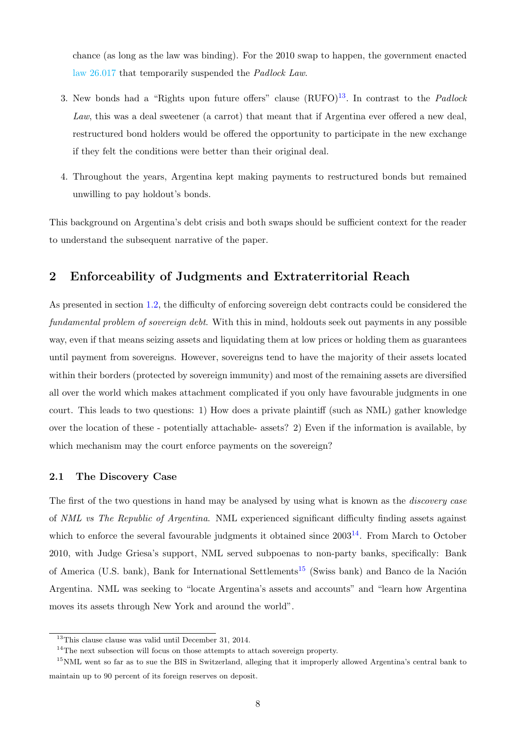chance (as long as the law was binding). For the 2010 swap to happen, the government enacted law 26.017 that temporarily suspended the *Padlock Law*.

3. New bonds had a "Rights upon future offers" clause (RUFO)[13]. In contrast to the *Padlock Law*, this was a deal sweetener (a carrot) that meant that if Argentina ever offered a new deal, restructured bond holders would be offered the opportunity to participate in the new exchange if they felt the conditions were better than their original deal.

4. Throughout the years, Argentina kept making payments to restructured bonds but remained unwilling to pay holdout's bonds.

This background on Argentina's debt crisis and both swaps should be sufficient context for the reader to understand the subsequent narrative of the paper.

## 2 Enforceability of Judgments and Extraterritorial Reach

As presented in section 1.2, the difficulty of enforcing sovereign debt contracts could be considered the *fundamental problem of sovereign debt*. With this in mind, holdouts seek out payments in any possible way, even if that means seizing assets and liquidating them at low prices or holding them as guarantees until payment from sovereigns. However, sovereigns tend to have the majority of their assets located within their borders (protected by sovereign immunity) and most of the remaining assets are diversified all over the world which makes attachment complicated if you only have favourable judgments in one court. This leads to two questions: 1) How does a private plaintiff (such as NML) gather knowledge over the location of these - potentially attachable- assets? 2) Even if the information is available, by which mechanism may the court enforce payments on the sovereign?

### 2.1 The Discovery Case

The first of the two questions in hand may be analysed by using what is known as the *discovery case* of *NML vs The Republic of Argentina*. NML experienced significant difficulty finding assets against which to enforce the several favourable judgments it obtained since 2003[14]. From March to October 2010, with Judge Griesa's support, NML served subpoenas to non-party banks, specifically: Bank of America (U.S. bank), Bank for International Settlements[15] (Swiss bank) and Banco de la Nación Argentina. NML was seeking to "locate Argentina's assets and accounts" and "learn how Argentina moves its assets through New York and around the world".

---

[13] This clause clause was valid until December 31, 2014.

[14] The next subsection will focus on those attempts to attach sovereign property.

[15] NML went so far as to sue the BIS in Switzerland, alleging that it improperly allowed Argentina's central bank to maintain up to 90 percent of its foreign reserves on deposit.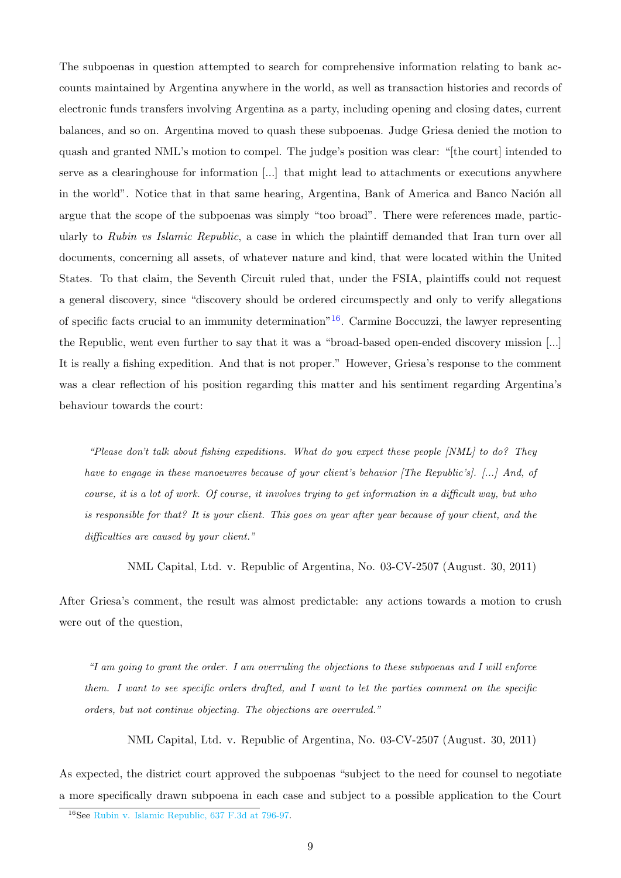The subpoenas in question attempted to search for comprehensive information relating to bank accounts maintained by Argentina anywhere in the world, as well as transaction histories and records of electronic funds transfers involving Argentina as a party, including opening and closing dates, current balances, and so on. Argentina moved to quash these subpoenas. Judge Griesa denied the motion to quash and granted NML's motion to compel. The judge's position was clear: "[the court] intended to serve as a clearinghouse for information [...] that might lead to attachments or executions anywhere in the world". Notice that in that same hearing, Argentina, Bank of America and Banco Nación all argue that the scope of the subpoenas was simply "too broad". There were references made, particularly to *Rubin vs Islamic Republic*, a case in which the plaintiff demanded that Iran turn over all documents, concerning all assets, of whatever nature and kind, that were located within the United States. To that claim, the Seventh Circuit ruled that, under the FSIA, plaintiffs could not request a general discovery, since "discovery should be ordered circumspectly and only to verify allegations of specific facts crucial to an immunity determination"[16]. Carmine Boccuzzi, the lawyer representing the Republic, went even further to say that it was a "broad-based open-ended discovery mission [...] It is really a fishing expedition. And that is not proper." However, Griesa's response to the comment was a clear reflection of his position regarding this matter and his sentiment regarding Argentina's behaviour towards the court:

> *"Please don't talk about fishing expeditions. What do you expect these people [NML] to do? They have to engage in these manoeuvres because of your client's behavior [The Republic's]. [...] And, of course, it is a lot of work. Of course, it involves trying to get information in a difficult way, but who is responsible for that? It is your client. This goes on year after year because of your client, and the difficulties are caused by your client."*
>
> NML Capital, Ltd. v. Republic of Argentina, No. 03-CV-2507 (August. 30, 2011)

After Griesa's comment, the result was almost predictable: any actions towards a motion to crush were out of the question,

> *"I am going to grant the order. I am overruling the objections to these subpoenas and I will enforce them. I want to see specific orders drafted, and I want to let the parties comment on the specific orders, but not continue objecting. The objections are overruled."*
>
> NML Capital, Ltd. v. Republic of Argentina, No. 03-CV-2507 (August. 30, 2011)

As expected, the district court approved the subpoenas "subject to the need for counsel to negotiate a more specifically drawn subpoena in each case and subject to a possible application to the Court

[16] See Rubin v. Islamic Republic, 637 F.3d at 796-97.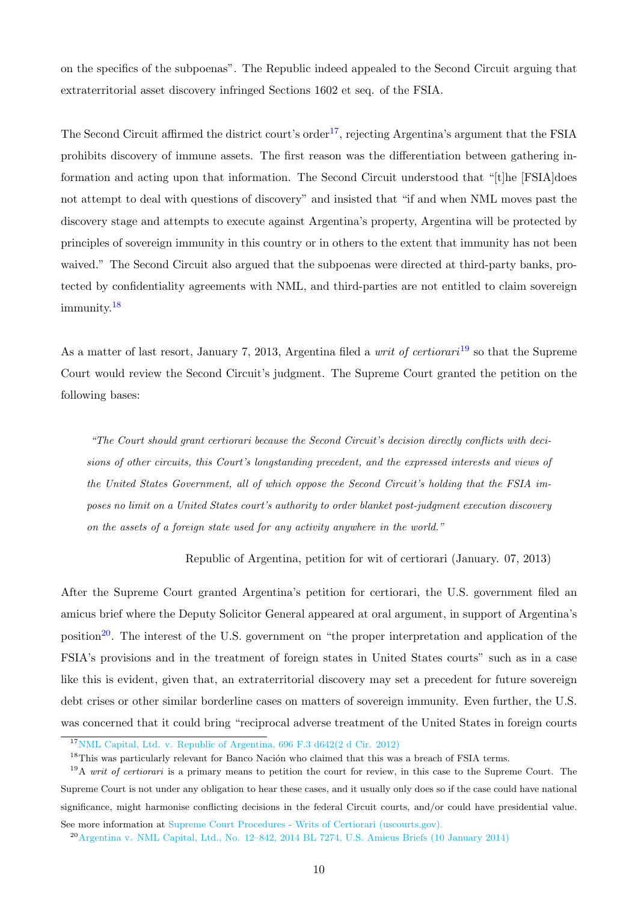on the specifics of the subpoenas". The Republic indeed appealed to the Second Circuit arguing that extraterritorial asset discovery infringed Sections 1602 et seq. of the FSIA.

The Second Circuit affirmed the district court's order[17], rejecting Argentina's argument that the FSIA prohibits discovery of immune assets. The first reason was the differentiation between gathering information and acting upon that information. The Second Circuit understood that "[t]he [FSIA]does not attempt to deal with questions of discovery" and insisted that "if and when NML moves past the discovery stage and attempts to execute against Argentina's property, Argentina will be protected by principles of sovereign immunity in this country or in others to the extent that immunity has not been waived." The Second Circuit also argued that the subpoenas were directed at third-party banks, protected by confidentiality agreements with NML, and third-parties are not entitled to claim sovereign immunity.[18]

As a matter of last resort, January 7, 2013, Argentina filed a *writ of certiorari*[19] so that the Supreme Court would review the Second Circuit's judgment. The Supreme Court granted the petition on the following bases:

> *"The Court should grant certiorari because the Second Circuit's decision directly conflicts with decisions of other circuits, this Court's longstanding precedent, and the expressed interests and views of the United States Government, all of which oppose the Second Circuit's holding that the FSIA imposes no limit on a United States court's authority to order blanket post-judgment execution discovery on the assets of a foreign state used for any activity anywhere in the world."*
>
> Republic of Argentina, petition for wit of certiorari (January. 07, 2013)

After the Supreme Court granted Argentina's petition for certiorari, the U.S. government filed an amicus brief where the Deputy Solicitor General appeared at oral argument, in support of Argentina's position[20]. The interest of the U.S. government on "the proper interpretation and application of the FSIA's provisions and in the treatment of foreign states in United States courts" such as in a case like this is evident, given that, an extraterritorial discovery may set a precedent for future sovereign debt crises or other similar borderline cases on matters of sovereign immunity. Even further, the U.S. was concerned that it could bring "reciprocal adverse treatment of the United States in foreign courts

[17] NML Capital, Ltd. v. Republic of Argentina, 696 F.3 d642(2 d Cir. 2012)

[18] This was particularly relevant for Banco Nación who claimed that this was a breach of FSIA terms.

[19] A *writ of certiorari* is a primary means to petition the court for review, in this case to the Supreme Court. The Supreme Court is not under any obligation to hear these cases, and it usually only does so if the case could have national significance, might harmonise conflicting decisions in the federal Circuit courts, and/or could have presidential value. See more information at Supreme Court Procedures - Writs of Certiorari (uscourts.gov).

[20] Argentina v. NML Capital, Ltd., No. 12–842, 2014 BL 7274, U.S. Amicus Briefs (10 January 2014)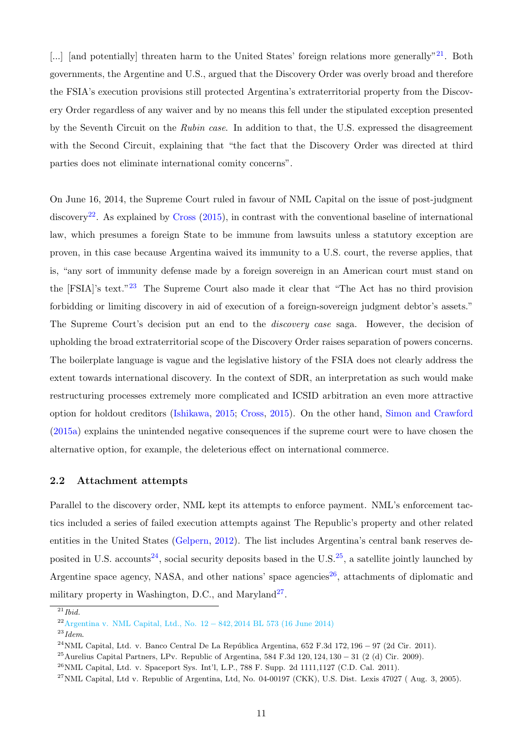[...] [and potentially] threaten harm to the United States' foreign relations more generally"[21]. Both governments, the Argentine and U.S., argued that the Discovery Order was overly broad and therefore the FSIA's execution provisions still protected Argentina's extraterritorial property from the Discovery Order regardless of any waiver and by no means this fell under the stipulated exception presented by the Seventh Circuit on the *Rubin case*. In addition to that, the U.S. expressed the disagreement with the Second Circuit, explaining that "the fact that the Discovery Order was directed at third parties does not eliminate international comity concerns".

On June 16, 2014, the Supreme Court ruled in favour of NML Capital on the issue of post-judgment discovery[22]. As explained by Cross (2015), in contrast with the conventional baseline of international law, which presumes a foreign State to be immune from lawsuits unless a statutory exception are proven, in this case because Argentina waived its immunity to a U.S. court, the reverse applies, that is, "any sort of immunity defense made by a foreign sovereign in an American court must stand on the [FSIA]'s text."[23] The Supreme Court also made it clear that "The Act has no third provision forbidding or limiting discovery in aid of execution of a foreign-sovereign judgment debtor's assets." The Supreme Court's decision put an end to the *discovery case* saga. However, the decision of upholding the broad extraterritorial scope of the Discovery Order raises separation of powers concerns. The boilerplate language is vague and the legislative history of the FSIA does not clearly address the extent towards international discovery. In the context of SDR, an interpretation as such would make restructuring processes extremely more complicated and ICSID arbitration an even more attractive option for holdout creditors (Ishikawa, 2015; Cross, 2015). On the other hand, Simon and Crawford (2015a) explains the unintended negative consequences if the supreme court were to have chosen the alternative option, for example, the deleterious effect on international commerce.

### 2.2 Attachment attempts

Parallel to the discovery order, NML kept its attempts to enforce payment. NML's enforcement tactics included a series of failed execution attempts against The Republic's property and other related entities in the United States (Gelpern, 2012). The list includes Argentina's central bank reserves deposited in U.S. accounts[24], social security deposits based in the U.S.[25], a satellite jointly launched by Argentine space agency, NASA, and other nations' space agencies[26], attachments of diplomatic and military property in Washington, D.C., and Maryland[27].

---

[21] *Ibid.*

[22] Argentina v. NML Capital, Ltd., No. 12 − 842, 2014 BL 573 (16 June 2014)

[23] *Idem.*

[24] NML Capital, Ltd. v. Banco Central De La República Argentina, 652 F.3d 172, 196 − 97 (2d Cir. 2011).

[25] Aurelius Capital Partners, LPv. Republic of Argentina, 584 F.3d 120, 124, 130 − 31 (2 (d) Cir. 2009).

[26] NML Capital, Ltd. v. Spaceport Sys. Int'l, L.P., 788 F. Supp. 2d 1111,1127 (C.D. Cal. 2011).

[27] NML Capital, Ltd v. Republic of Argentina, Ltd, No. 04-00197 (CKK), U.S. Dist. Lexis 47027 ( Aug. 3, 2005).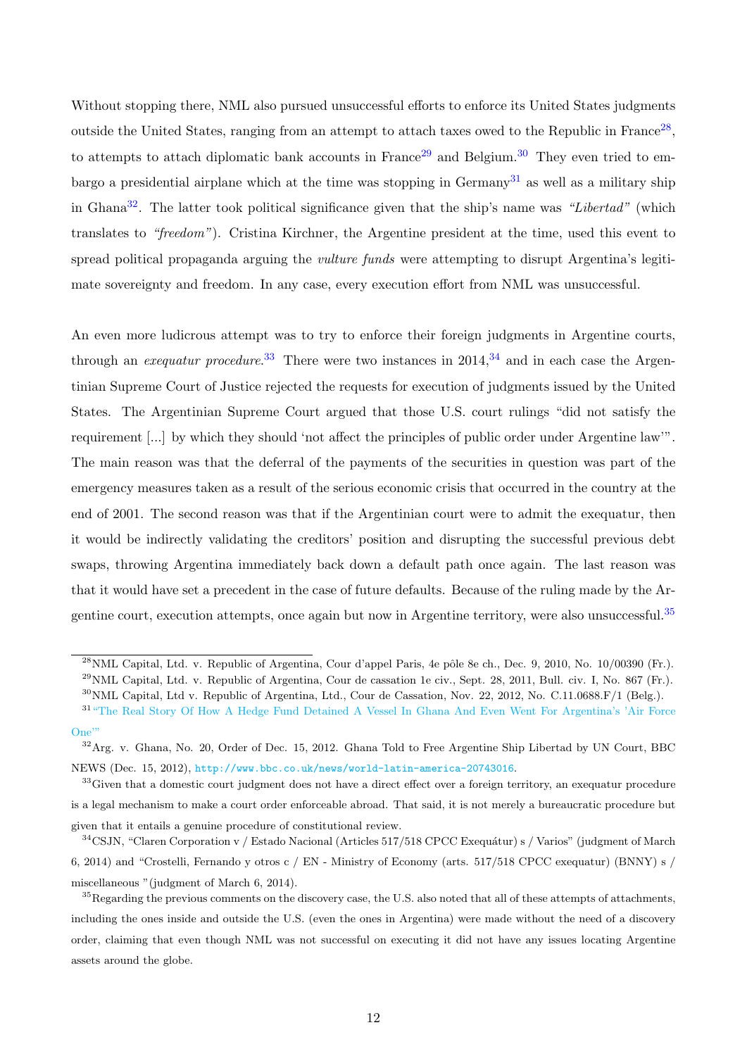Without stopping there, NML also pursued unsuccessful efforts to enforce its United States judgments outside the United States, ranging from an attempt to attach taxes owed to the Republic in France[28], to attempts to attach diplomatic bank accounts in France[29] and Belgium.[30] They even tried to embargo a presidential airplane which at the time was stopping in Germany[31] as well as a military ship in Ghana[32]. The latter took political significance given that the ship's name was *"Libertad"* (which translates to *"freedom"*). Cristina Kirchner, the Argentine president at the time, used this event to spread political propaganda arguing the *vulture funds* were attempting to disrupt Argentina's legitimate sovereignty and freedom. In any case, every execution effort from NML was unsuccessful.

An even more ludicrous attempt was to try to enforce their foreign judgments in Argentine courts, through an *exequatur procedure*.[33] There were two instances in 2014,[34] and in each case the Argentinian Supreme Court of Justice rejected the requests for execution of judgments issued by the United States. The Argentinian Supreme Court argued that those U.S. court rulings "did not satisfy the requirement [...] by which they should 'not affect the principles of public order under Argentine law'". The main reason was that the deferral of the payments of the securities in question was part of the emergency measures taken as a result of the serious economic crisis that occurred in the country at the end of 2001. The second reason was that if the Argentinian court were to admit the exequatur, then it would be indirectly validating the creditors' position and disrupting the successful previous debt swaps, throwing Argentina immediately back down a default path once again. The last reason was that it would have set a precedent in the case of future defaults. Because of the ruling made by the Argentine court, execution attempts, once again but now in Argentine territory, were also unsuccessful.[35]

---

[28] NML Capital, Ltd. v. Republic of Argentina, Cour d'appel Paris, 4e pôle 8e ch., Dec. 9, 2010, No. 10/00390 (Fr.).

[29] NML Capital, Ltd. v. Republic of Argentina, Cour de cassation 1e civ., Sept. 28, 2011, Bull. civ. I, No. 867 (Fr.).

[30] NML Capital, Ltd v. Republic of Argentina, Ltd., Cour de Cassation, Nov. 22, 2012, No. C.11.0688.F/1 (Belg.).

[31] "The Real Story Of How A Hedge Fund Detained A Vessel In Ghana And Even Went For Argentina's 'Air Force One'"

[32] Arg. v. Ghana, No. 20, Order of Dec. 15, 2012. Ghana Told to Free Argentine Ship Libertad by UN Court, BBC NEWS (Dec. 15, 2012), http://www.bbc.co.uk/news/world-latin-america-20743016.

[33] Given that a domestic court judgment does not have a direct effect over a foreign territory, an exequatur procedure is a legal mechanism to make a court order enforceable abroad. That said, it is not merely a bureaucratic procedure but given that it entails a genuine procedure of constitutional review.

[34] CSJN, "Claren Corporation v / Estado Nacional (Articles 517/518 CPCC Exequátur) s / Varios" (judgment of March 6, 2014) and "Crostelli, Fernando y otros c / EN - Ministry of Economy (arts. 517/518 CPCC exequatur) (BNNY) s / miscellaneous "(judgment of March 6, 2014).

[35] Regarding the previous comments on the discovery case, the U.S. also noted that all of these attempts of attachments, including the ones inside and outside the U.S. (even the ones in Argentina) were made without the need of a discovery order, claiming that even though NML was not successful on executing it did not have any issues locating Argentine assets around the globe.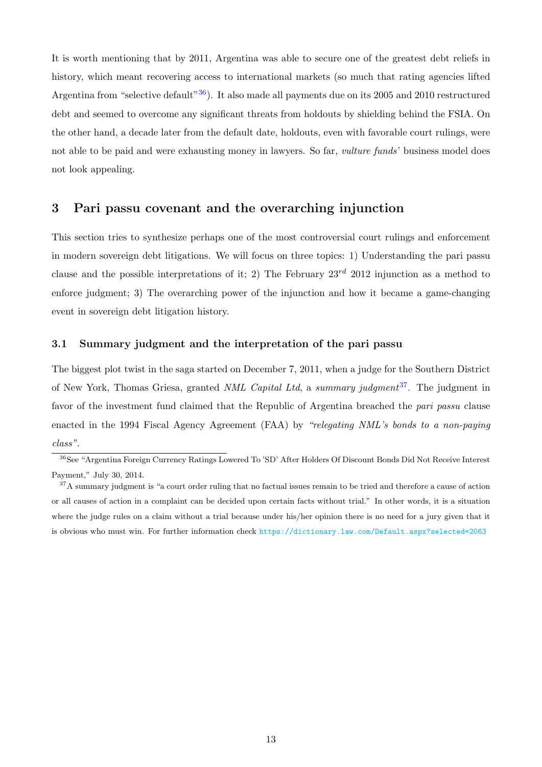It is worth mentioning that by 2011, Argentina was able to secure one of the greatest debt reliefs in history, which meant recovering access to international markets (so much that rating agencies lifted Argentina from "selective default"[36]). It also made all payments due on its 2005 and 2010 restructured debt and seemed to overcome any significant threats from holdouts by shielding behind the FSIA. On the other hand, a decade later from the default date, holdouts, even with favorable court rulings, were not able to be paid and were exhausting money in lawyers. So far, *vulture funds*' business model does not look appealing.

## 3 Pari passu covenant and the overarching injunction

This section tries to synthesize perhaps one of the most controversial court rulings and enforcement in modern sovereign debt litigations. We will focus on three topics: 1) Understanding the pari passu clause and the possible interpretations of it; 2) The February $23^{rd}$ 2012 injunction as a method to enforce judgment; 3) The overarching power of the injunction and how it became a game-changing event in sovereign debt litigation history.

### 3.1 Summary judgment and the interpretation of the pari passu

The biggest plot twist in the saga started on December 7, 2011, when a judge for the Southern District of New York, Thomas Griesa, granted *NML Capital Ltd*, a *summary judgment*[37]. The judgment in favor of the investment fund claimed that the Republic of Argentina breached the *pari passu* clause enacted in the 1994 Fiscal Agency Agreement (FAA) by *"relegating NML's bonds to a non-paying class"*.

[36] See "Argentina Foreign Currency Ratings Lowered To 'SD' After Holders Of Discount Bonds Did Not Receive Interest Payment," July 30, 2014.

[37] A summary judgment is "a court order ruling that no factual issues remain to be tried and therefore a cause of action or all causes of action in a complaint can be decided upon certain facts without trial." In other words, it is a situation where the judge rules on a claim without a trial because under his/her opinion there is no need for a jury given that it is obvious who must win. For further information check https://dictionary.law.com/Default.aspx?selected=2063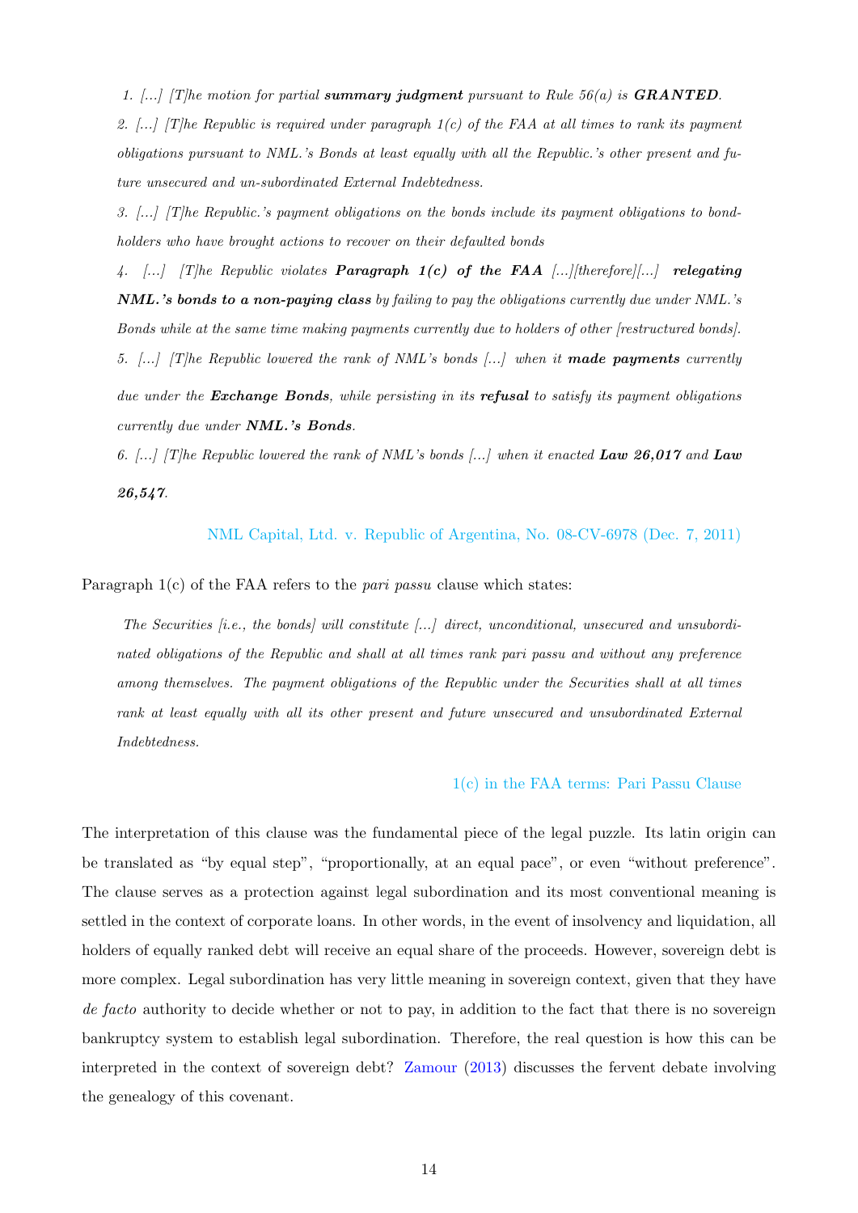*1. [...] [T]he motion for partial **summary judgment** pursuant to Rule 56(a) is **GRANTED**.*

*2. [...] [T]he Republic is required under paragraph 1(c) of the FAA at all times to rank its payment obligations pursuant to NML.'s Bonds at least equally with all the Republic.'s other present and future unsecured and un-subordinated External Indebtedness.*

*3. [...] [T]he Republic.'s payment obligations on the bonds include its payment obligations to bondholders who have brought actions to recover on their defaulted bonds*

*4. [...] [T]he Republic violates **Paragraph 1(c) of the FAA** [...][therefore][...] **relegating NML.'s bonds to a non-paying class** by failing to pay the obligations currently due under NML.'s Bonds while at the same time making payments currently due to holders of other [restructured bonds].*

*5. [...] [T]he Republic lowered the rank of NML's bonds [...] when it **made payments** currently due under the **Exchange Bonds**, while persisting in its **refusal** to satisfy its payment obligations currently due under **NML.'s Bonds**.*

*6. [...] [T]he Republic lowered the rank of NML's bonds [...] when it enacted **Law 26,017** and **Law 26,547**.*

NML Capital, Ltd. v. Republic of Argentina, No. 08-CV-6978 (Dec. 7, 2011)

Paragraph 1(c) of the FAA refers to the *pari passu* clause which states:

*The Securities [i.e., the bonds] will constitute [...] direct, unconditional, unsecured and unsubordinated obligations of the Republic and shall at all times rank pari passu and without any preference among themselves. The payment obligations of the Republic under the Securities shall at all times rank at least equally with all its other present and future unsecured and unsubordinated External Indebtedness.*

1(c) in the FAA terms: Pari Passu Clause

The interpretation of this clause was the fundamental piece of the legal puzzle. Its latin origin can be translated as "by equal step", "proportionally, at an equal pace", or even "without preference". The clause serves as a protection against legal subordination and its most conventional meaning is settled in the context of corporate loans. In other words, in the event of insolvency and liquidation, all holders of equally ranked debt will receive an equal share of the proceeds. However, sovereign debt is more complex. Legal subordination has very little meaning in sovereign context, given that they have *de facto* authority to decide whether or not to pay, in addition to the fact that there is no sovereign bankruptcy system to establish legal subordination. Therefore, the real question is how this can be interpreted in the context of sovereign debt? Zamour (2013) discusses the fervent debate involving the genealogy of this covenant.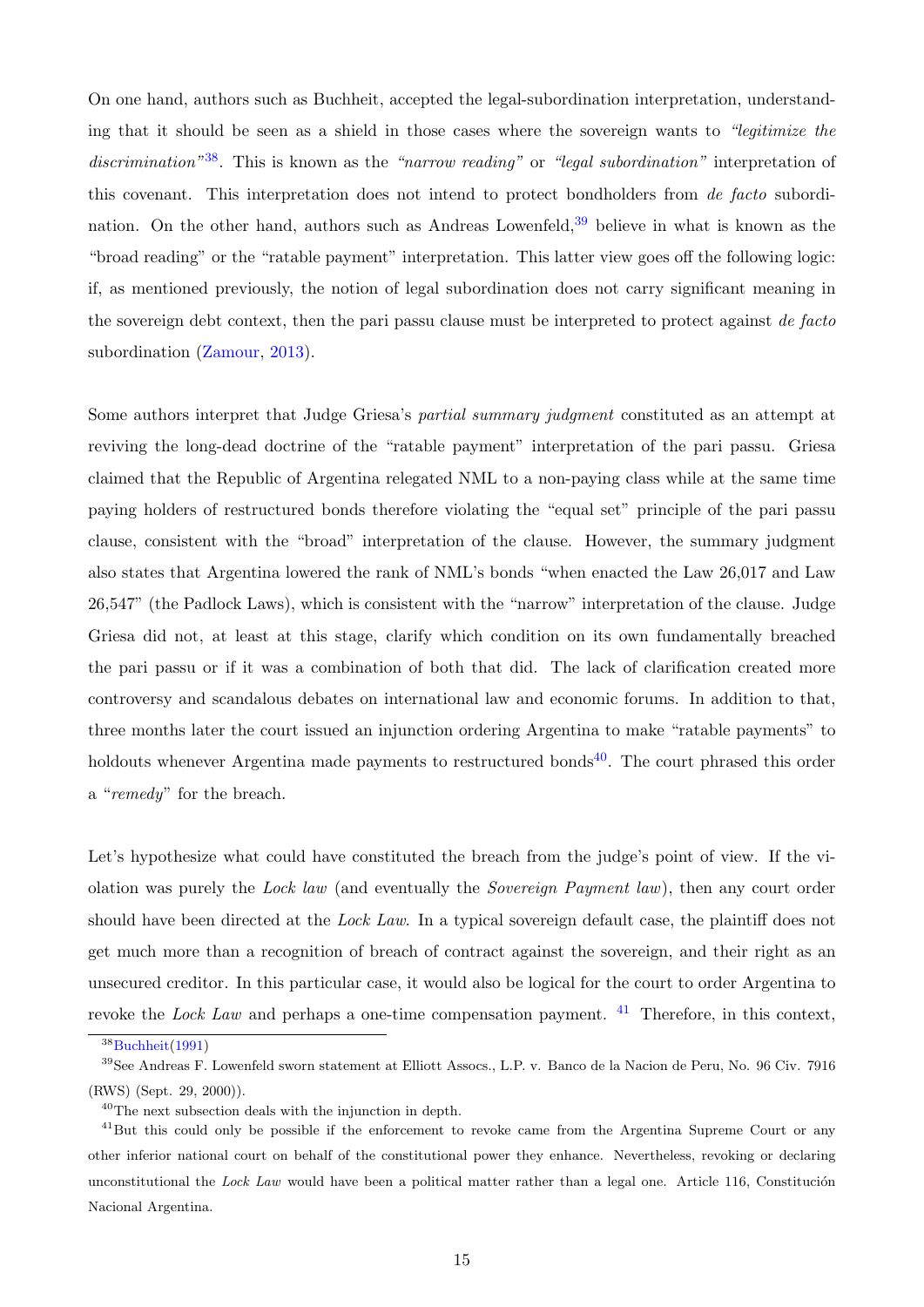On one hand, authors such as Buchheit, accepted the legal-subordination interpretation, understanding that it should be seen as a shield in those cases where the sovereign wants to *"legitimize the discrimination"*[38]. This is known as the *"narrow reading"* or *"legal subordination"* interpretation of this covenant. This interpretation does not intend to protect bondholders from *de facto* subordination. On the other hand, authors such as Andreas Lowenfeld,[39] believe in what is known as the "broad reading" or the "ratable payment" interpretation. This latter view goes off the following logic: if, as mentioned previously, the notion of legal subordination does not carry significant meaning in the sovereign debt context, then the pari passu clause must be interpreted to protect against *de facto* subordination (Zamour, 2013).

Some authors interpret that Judge Griesa's *partial summary judgment* constituted as an attempt at reviving the long-dead doctrine of the "ratable payment" interpretation of the pari passu. Griesa claimed that the Republic of Argentina relegated NML to a non-paying class while at the same time paying holders of restructured bonds therefore violating the "equal set" principle of the pari passu clause, consistent with the "broad" interpretation of the clause. However, the summary judgment also states that Argentina lowered the rank of NML's bonds "when enacted the Law 26,017 and Law 26,547" (the Padlock Laws), which is consistent with the "narrow" interpretation of the clause. Judge Griesa did not, at least at this stage, clarify which condition on its own fundamentally breached the pari passu or if it was a combination of both that did. The lack of clarification created more controversy and scandalous debates on international law and economic forums. In addition to that, three months later the court issued an injunction ordering Argentina to make "ratable payments" to holdouts whenever Argentina made payments to restructured bonds[40]. The court phrased this order a "*remedy*" for the breach.

Let's hypothesize what could have constituted the breach from the judge's point of view. If the violation was purely the *Lock law* (and eventually the *Sovereign Payment law*), then any court order should have been directed at the *Lock Law*. In a typical sovereign default case, the plaintiff does not get much more than a recognition of breach of contract against the sovereign, and their right as an unsecured creditor. In this particular case, it would also be logical for the court to order Argentina to revoke the *Lock Law* and perhaps a one-time compensation payment. [41] Therefore, in this context,

[38] Buchheit(1991)

[39] See Andreas F. Lowenfeld sworn statement at Elliott Assocs., L.P. v. Banco de la Nacion de Peru, No. 96 Civ. 7916 (RWS) (Sept. 29, 2000)).

[40] The next subsection deals with the injunction in depth.

[41] But this could only be possible if the enforcement to revoke came from the Argentina Supreme Court or any other inferior national court on behalf of the constitutional power they enhance. Nevertheless, revoking or declaring unconstitutional the *Lock Law* would have been a political matter rather than a legal one. Article 116, Constitución Nacional Argentina.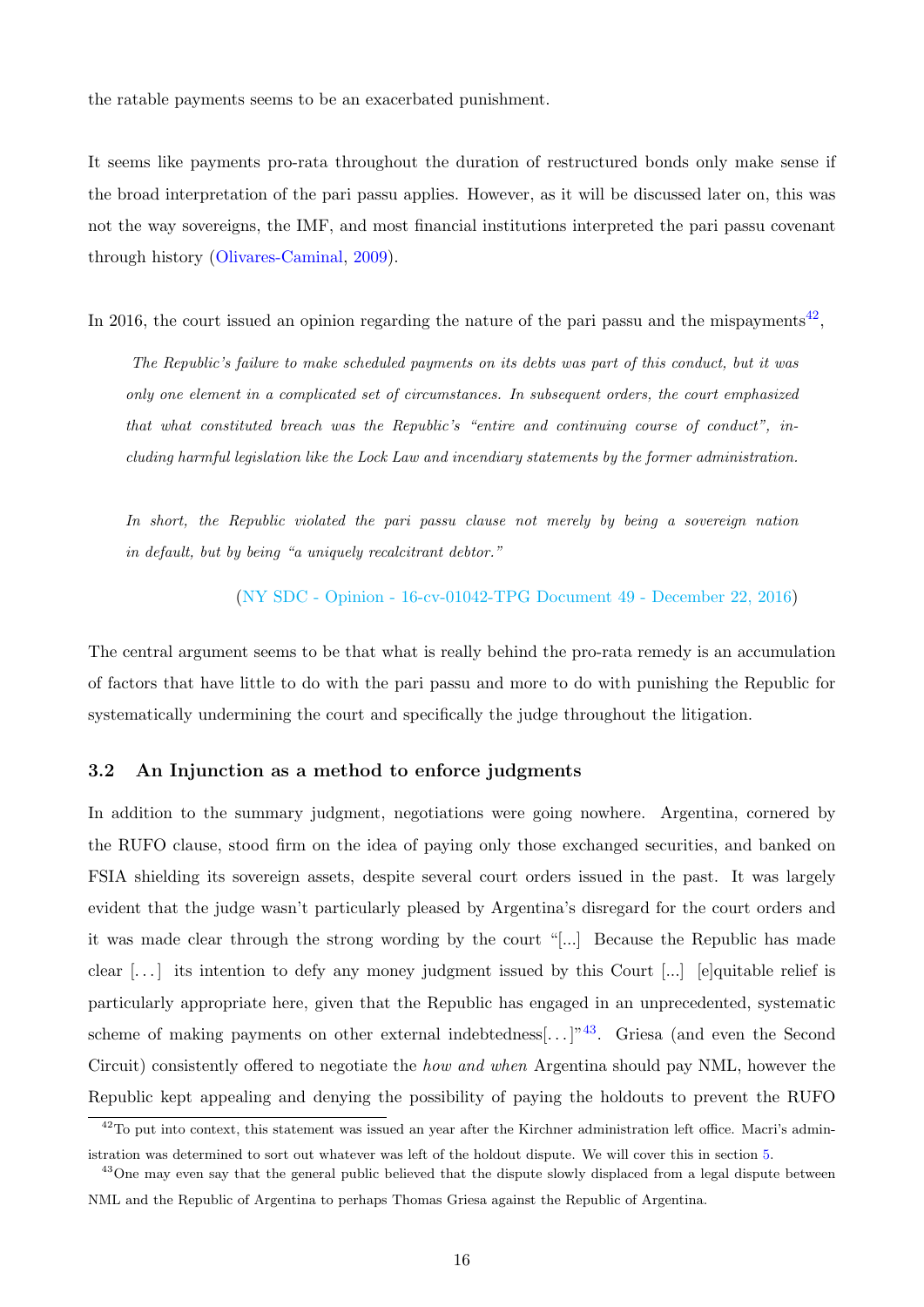the ratable payments seems to be an exacerbated punishment.

It seems like payments pro-rata throughout the duration of restructured bonds only make sense if the broad interpretation of the pari passu applies. However, as it will be discussed later on, this was not the way sovereigns, the IMF, and most financial institutions interpreted the pari passu covenant through history (Olivares-Caminal, 2009).

In 2016, the court issued an opinion regarding the nature of the pari passu and the mispayments[42],

> *The Republic's failure to make scheduled payments on its debts was part of this conduct, but it was only one element in a complicated set of circumstances. In subsequent orders, the court emphasized that what constituted breach was the Republic's "entire and continuing course of conduct", including harmful legislation like the Lock Law and incendiary statements by the former administration.*
>
> *In short, the Republic violated the pari passu clause not merely by being a sovereign nation in default, but by being "a uniquely recalcitrant debtor."*
>
> (NY SDC - Opinion - 16-cv-01042-TPG Document 49 - December 22, 2016)

The central argument seems to be that what is really behind the pro-rata remedy is an accumulation of factors that have little to do with the pari passu and more to do with punishing the Republic for systematically undermining the court and specifically the judge throughout the litigation.

### 3.2 An Injunction as a method to enforce judgments

In addition to the summary judgment, negotiations were going nowhere. Argentina, cornered by the RUFO clause, stood firm on the idea of paying only those exchanged securities, and banked on FSIA shielding its sovereign assets, despite several court orders issued in the past. It was largely evident that the judge wasn't particularly pleased by Argentina's disregard for the court orders and it was made clear through the strong wording by the court "[...] Because the Republic has made clear [. . . ] its intention to defy any money judgment issued by this Court [...] [e]quitable relief is particularly appropriate here, given that the Republic has engaged in an unprecedented, systematic scheme of making payments on other external indebtedness[. . . ]"[43]. Griesa (and even the Second Circuit) consistently offered to negotiate the *how and when* Argentina should pay NML, however the Republic kept appealing and denying the possibility of paying the holdouts to prevent the RUFO

[42] To put into context, this statement was issued an year after the Kirchner administration left office. Macri's administration was determined to sort out whatever was left of the holdout dispute. We will cover this in section 5.

[43] One may even say that the general public believed that the dispute slowly displaced from a legal dispute between NML and the Republic of Argentina to perhaps Thomas Griesa against the Republic of Argentina.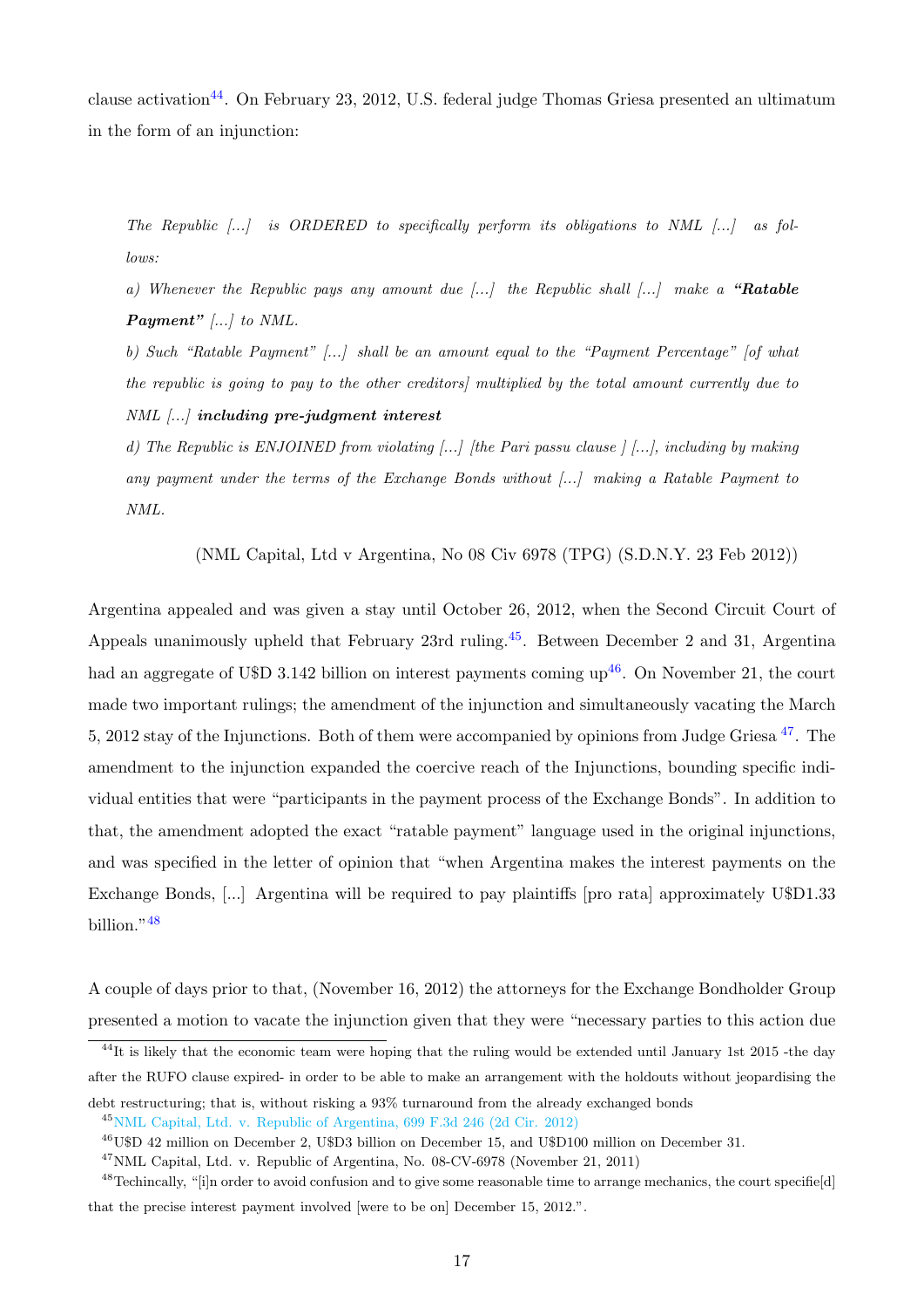clause activation[44]. On February 23, 2012, U.S. federal judge Thomas Griesa presented an ultimatum in the form of an injunction:

> *The Republic [...] is ORDERED to specifically perform its obligations to NML [...] as follows:*
>
> *a) Whenever the Republic pays any amount due [...] the Republic shall [...] make a* ***"Ratable Payment"*** *[...] to NML.*
>
> *b) Such "Ratable Payment" [...] shall be an amount equal to the "Payment Percentage" [of what the republic is going to pay to the other creditors] multiplied by the total amount currently due to NML [...]* ***including pre-judgment interest***
>
> *d) The Republic is ENJOINED from violating [...] [the Pari passu clause ] [...], including by making any payment under the terms of the Exchange Bonds without [...] making a Ratable Payment to NML.*
>
> (NML Capital, Ltd v Argentina, No 08 Civ 6978 (TPG) (S.D.N.Y. 23 Feb 2012))

Argentina appealed and was given a stay until October 26, 2012, when the Second Circuit Court of Appeals unanimously upheld that February 23rd ruling.[45]. Between December 2 and 31, Argentina had an aggregate of U$D 3.142 billion on interest payments coming up[46]. On November 21, the court made two important rulings; the amendment of the injunction and simultaneously vacating the March 5, 2012 stay of the Injunctions. Both of them were accompanied by opinions from Judge Griesa [47]. The amendment to the injunction expanded the coercive reach of the Injunctions, bounding specific individual entities that were "participants in the payment process of the Exchange Bonds". In addition to that, the amendment adopted the exact "ratable payment" language used in the original injunctions, and was specified in the letter of opinion that "when Argentina makes the interest payments on the Exchange Bonds, [...] Argentina will be required to pay plaintiffs [pro rata] approximately U$D1.33 billion."[48]

A couple of days prior to that, (November 16, 2012) the attorneys for the Exchange Bondholder Group presented a motion to vacate the injunction given that they were "necessary parties to this action due

[44] It is likely that the economic team were hoping that the ruling would be extended until January 1st 2015 -the day after the RUFO clause expired- in order to be able to make an arrangement with the holdouts without jeopardising the debt restructuring; that is, without risking a 93% turnaround from the already exchanged bonds

[45] NML Capital, Ltd. v. Republic of Argentina, 699 F.3d 246 (2d Cir. 2012)

[46] U$D 42 million on December 2, U$D3 billion on December 15, and U$D100 million on December 31.

[47] NML Capital, Ltd. v. Republic of Argentina, No. 08-CV-6978 (November 21, 2011)

[48] Techincally, "[i]n order to avoid confusion and to give some reasonable time to arrange mechanics, the court specifie[d] that the precise interest payment involved [were to be on] December 15, 2012.".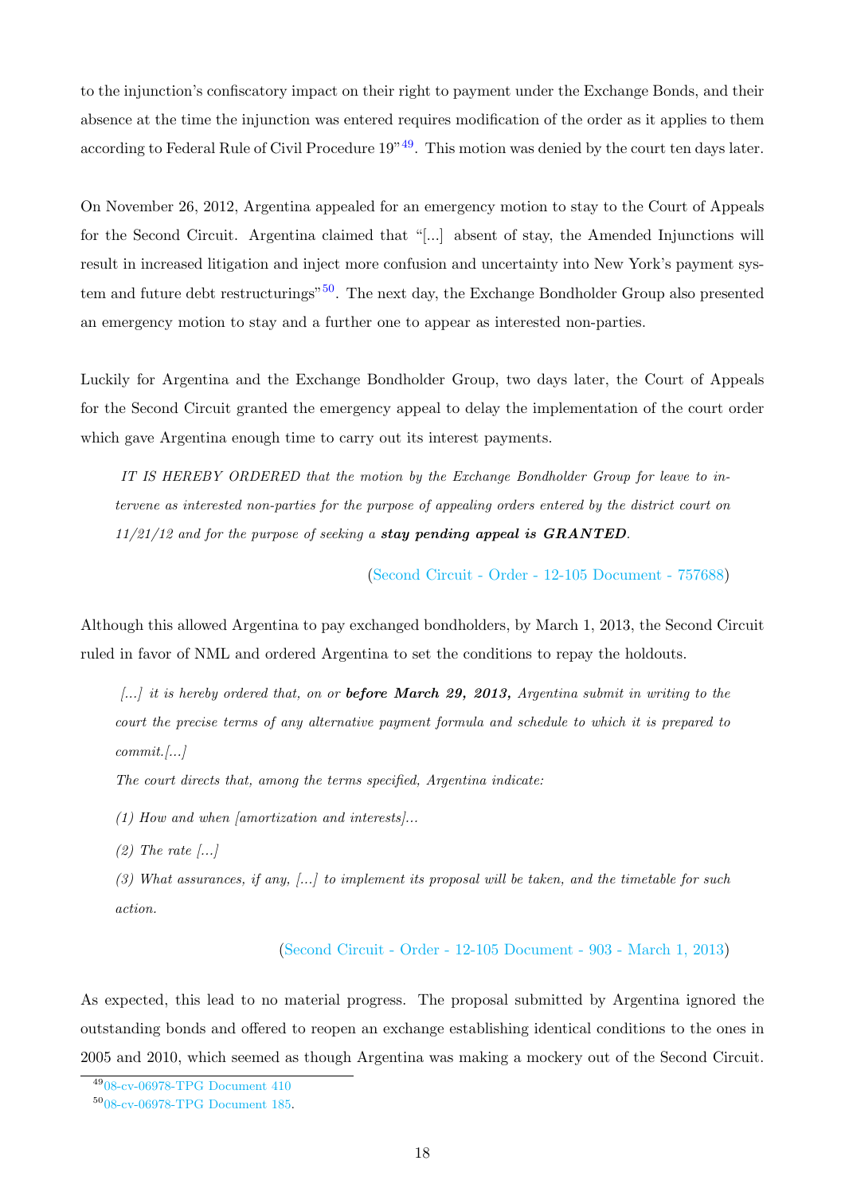to the injunction's confiscatory impact on their right to payment under the Exchange Bonds, and their absence at the time the injunction was entered requires modification of the order as it applies to them according to Federal Rule of Civil Procedure 19"[49]. This motion was denied by the court ten days later.

On November 26, 2012, Argentina appealed for an emergency motion to stay to the Court of Appeals for the Second Circuit. Argentina claimed that "[...] absent of stay, the Amended Injunctions will result in increased litigation and inject more confusion and uncertainty into New York's payment system and future debt restructurings"[50]. The next day, the Exchange Bondholder Group also presented an emergency motion to stay and a further one to appear as interested non-parties.

Luckily for Argentina and the Exchange Bondholder Group, two days later, the Court of Appeals for the Second Circuit granted the emergency appeal to delay the implementation of the court order which gave Argentina enough time to carry out its interest payments.

> *IT IS HEREBY ORDERED that the motion by the Exchange Bondholder Group for leave to intervene as interested non-parties for the purpose of appealing orders entered by the district court on 11/21/12 and for the purpose of seeking a* ***stay pending appeal is GRANTED****.*
>
> (Second Circuit - Order - 12-105 Document - 757688)

Although this allowed Argentina to pay exchanged bondholders, by March 1, 2013, the Second Circuit ruled in favor of NML and ordered Argentina to set the conditions to repay the holdouts.

> *[...] it is hereby ordered that, on or* ***before March 29, 2013,*** *Argentina submit in writing to the court the precise terms of any alternative payment formula and schedule to which it is prepared to commit.[...]*
>
> *The court directs that, among the terms specified, Argentina indicate:*
>
> *(1) How and when [amortization and interests]...*
>
> *(2) The rate [...]*
>
> *(3) What assurances, if any, [...] to implement its proposal will be taken, and the timetable for such action.*
>
> (Second Circuit - Order - 12-105 Document - 903 - March 1, 2013)

As expected, this lead to no material progress. The proposal submitted by Argentina ignored the outstanding bonds and offered to reopen an exchange establishing identical conditions to the ones in 2005 and 2010, which seemed as though Argentina was making a mockery out of the Second Circuit.

[49] 08-cv-06978-TPG Document 410

[50] 08-cv-06978-TPG Document 185.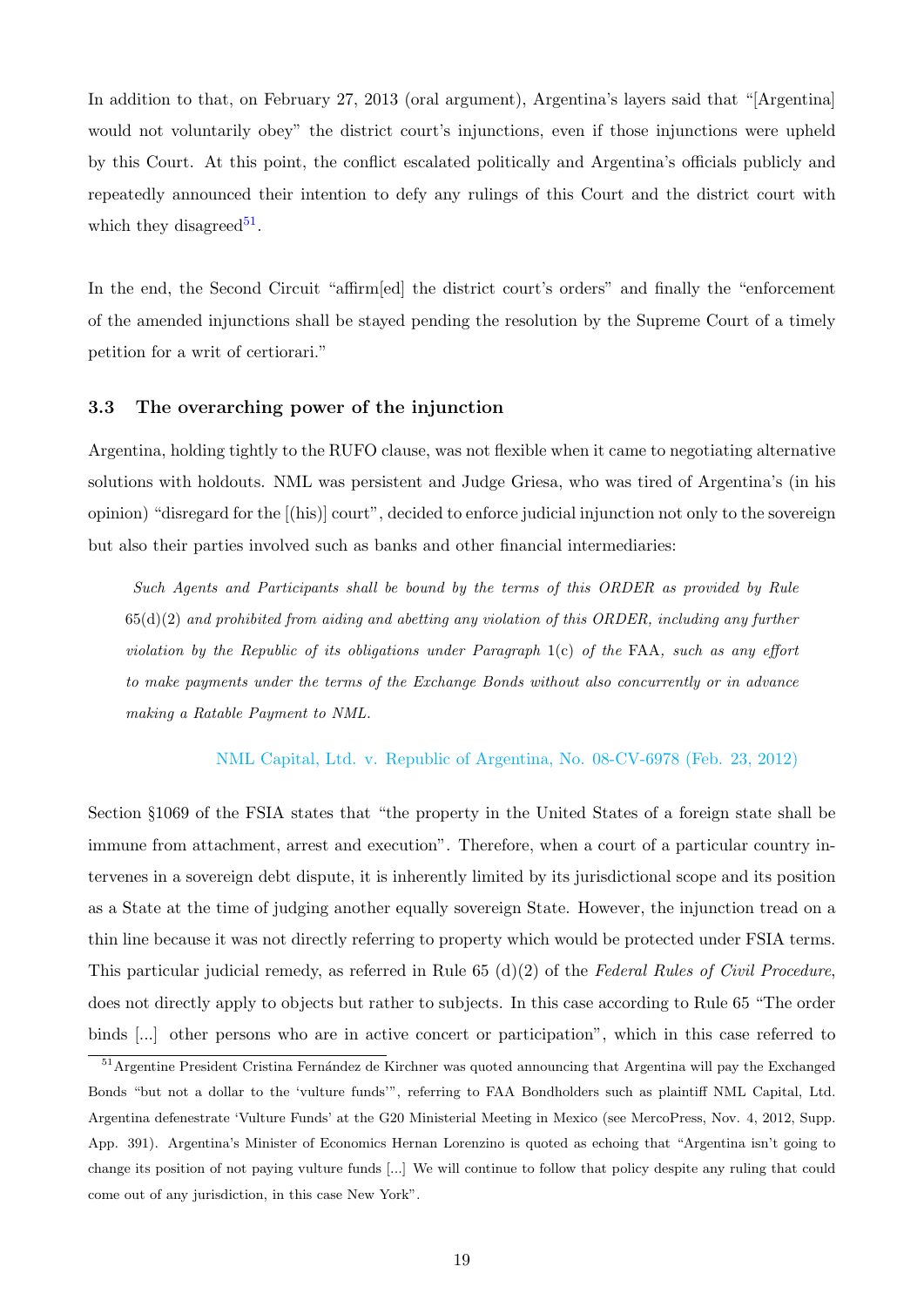In addition to that, on February 27, 2013 (oral argument), Argentina's layers said that "[Argentina] would not voluntarily obey" the district court's injunctions, even if those injunctions were upheld by this Court. At this point, the conflict escalated politically and Argentina's officials publicly and repeatedly announced their intention to defy any rulings of this Court and the district court with which they disagreed[51].

In the end, the Second Circuit "affirm[ed] the district court's orders" and finally the "enforcement of the amended injunctions shall be stayed pending the resolution by the Supreme Court of a timely petition for a writ of certiorari."

### 3.3 The overarching power of the injunction

Argentina, holding tightly to the RUFO clause, was not flexible when it came to negotiating alternative solutions with holdouts. NML was persistent and Judge Griesa, who was tired of Argentina's (in his opinion) "disregard for the [(his)] court", decided to enforce judicial injunction not only to the sovereign but also their parties involved such as banks and other financial intermediaries:

> *Such Agents and Participants shall be bound by the terms of this ORDER as provided by Rule 65(d)(2) and prohibited from aiding and abetting any violation of this ORDER, including any further violation by the Republic of its obligations under Paragraph 1(c) of the* FAA*, such as any effort to make payments under the terms of the Exchange Bonds without also concurrently or in advance making a Ratable Payment to NML.*
>
> NML Capital, Ltd. v. Republic of Argentina, No. 08-CV-6978 (Feb. 23, 2012)

Section §1069 of the FSIA states that "the property in the United States of a foreign state shall be immune from attachment, arrest and execution". Therefore, when a court of a particular country intervenes in a sovereign debt dispute, it is inherently limited by its jurisdictional scope and its position as a State at the time of judging another equally sovereign State. However, the injunction tread on a thin line because it was not directly referring to property which would be protected under FSIA terms. This particular judicial remedy, as referred in Rule 65 (d)(2) of the *Federal Rules of Civil Procedure*, does not directly apply to objects but rather to subjects. In this case according to Rule 65 "The order binds [...] other persons who are in active concert or participation", which in this case referred to

---

[51] Argentine President Cristina Fernández de Kirchner was quoted announcing that Argentina will pay the Exchanged Bonds "but not a dollar to the 'vulture funds'", referring to FAA Bondholders such as plaintiff NML Capital, Ltd. Argentina defenestrate 'Vulture Funds' at the G20 Ministerial Meeting in Mexico (see MercoPress, Nov. 4, 2012, Supp. App. 391). Argentina's Minister of Economics Hernan Lorenzino is quoted as echoing that "Argentina isn't going to change its position of not paying vulture funds [...] We will continue to follow that policy despite any ruling that could come out of any jurisdiction, in this case New York".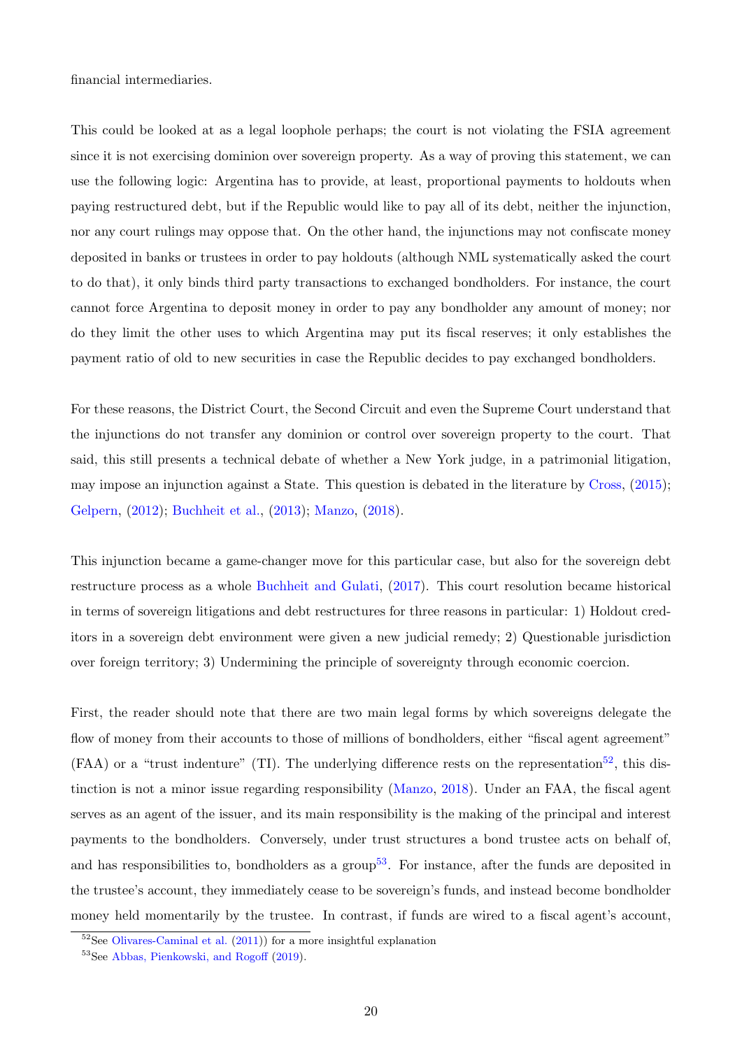financial intermediaries.

This could be looked at as a legal loophole perhaps; the court is not violating the FSIA agreement since it is not exercising dominion over sovereign property. As a way of proving this statement, we can use the following logic: Argentina has to provide, at least, proportional payments to holdouts when paying restructured debt, but if the Republic would like to pay all of its debt, neither the injunction, nor any court rulings may oppose that. On the other hand, the injunctions may not confiscate money deposited in banks or trustees in order to pay holdouts (although NML systematically asked the court to do that), it only binds third party transactions to exchanged bondholders. For instance, the court cannot force Argentina to deposit money in order to pay any bondholder any amount of money; nor do they limit the other uses to which Argentina may put its fiscal reserves; it only establishes the payment ratio of old to new securities in case the Republic decides to pay exchanged bondholders.

For these reasons, the District Court, the Second Circuit and even the Supreme Court understand that the injunctions do not transfer any dominion or control over sovereign property to the court. That said, this still presents a technical debate of whether a New York judge, in a patrimonial litigation, may impose an injunction against a State. This question is debated in the literature by Cross, (2015); Gelpern, (2012); Buchheit et al., (2013); Manzo, (2018).

This injunction became a game-changer move for this particular case, but also for the sovereign debt restructure process as a whole Buchheit and Gulati, (2017). This court resolution became historical in terms of sovereign litigations and debt restructures for three reasons in particular: 1) Holdout creditors in a sovereign debt environment were given a new judicial remedy; 2) Questionable jurisdiction over foreign territory; 3) Undermining the principle of sovereignty through economic coercion.

First, the reader should note that there are two main legal forms by which sovereigns delegate the flow of money from their accounts to those of millions of bondholders, either "fiscal agent agreement" (FAA) or a "trust indenture" (TI). The underlying difference rests on the representation[52], this distinction is not a minor issue regarding responsibility (Manzo, 2018). Under an FAA, the fiscal agent serves as an agent of the issuer, and its main responsibility is the making of the principal and interest payments to the bondholders. Conversely, under trust structures a bond trustee acts on behalf of, and has responsibilities to, bondholders as a group[53]. For instance, after the funds are deposited in the trustee's account, they immediately cease to be sovereign's funds, and instead become bondholder money held momentarily by the trustee. In contrast, if funds are wired to a fiscal agent's account,

[52] See Olivares-Caminal et al. (2011)) for a more insightful explanation

[53] See Abbas, Pienkowski, and Rogoff (2019).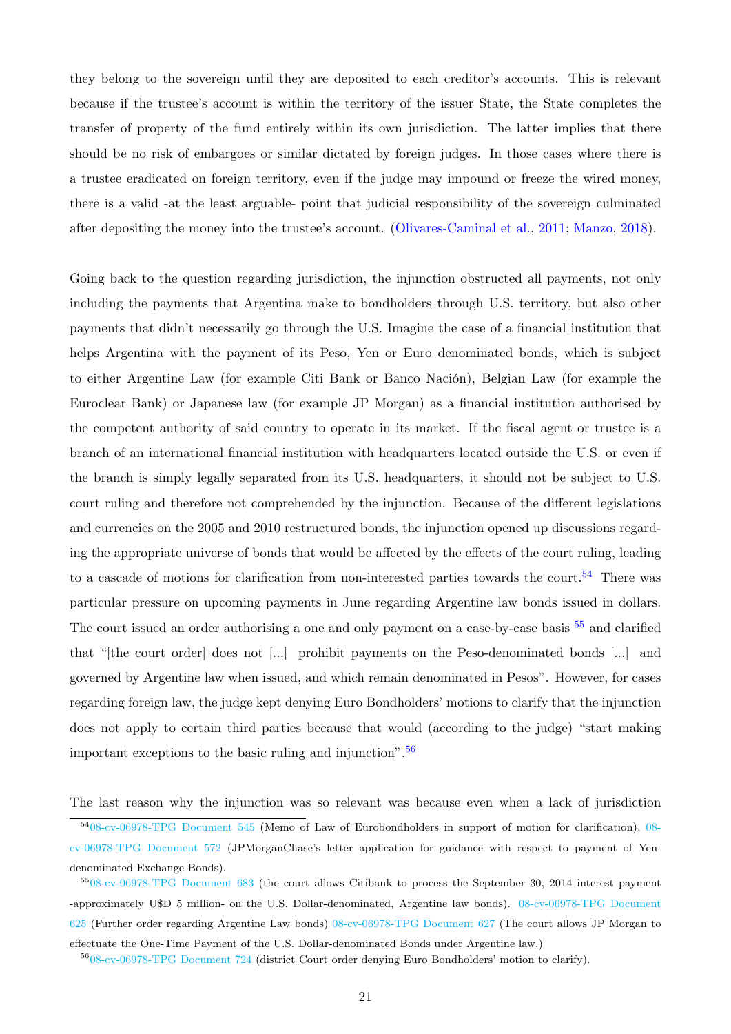they belong to the sovereign until they are deposited to each creditor's accounts. This is relevant because if the trustee's account is within the territory of the issuer State, the State completes the transfer of property of the fund entirely within its own jurisdiction. The latter implies that there should be no risk of embargoes or similar dictated by foreign judges. In those cases where there is a trustee eradicated on foreign territory, even if the judge may impound or freeze the wired money, there is a valid -at the least arguable- point that judicial responsibility of the sovereign culminated after depositing the money into the trustee's account. (Olivares-Caminal et al., 2011; Manzo, 2018).

Going back to the question regarding jurisdiction, the injunction obstructed all payments, not only including the payments that Argentina make to bondholders through U.S. territory, but also other payments that didn't necessarily go through the U.S. Imagine the case of a financial institution that helps Argentina with the payment of its Peso, Yen or Euro denominated bonds, which is subject to either Argentine Law (for example Citi Bank or Banco Nación), Belgian Law (for example the Euroclear Bank) or Japanese law (for example JP Morgan) as a financial institution authorised by the competent authority of said country to operate in its market. If the fiscal agent or trustee is a branch of an international financial institution with headquarters located outside the U.S. or even if the branch is simply legally separated from its U.S. headquarters, it should not be subject to U.S. court ruling and therefore not comprehended by the injunction. Because of the different legislations and currencies on the 2005 and 2010 restructured bonds, the injunction opened up discussions regarding the appropriate universe of bonds that would be affected by the effects of the court ruling, leading to a cascade of motions for clarification from non-interested parties towards the court.[54] There was particular pressure on upcoming payments in June regarding Argentine law bonds issued in dollars. The court issued an order authorising a one and only payment on a case-by-case basis [55] and clarified that "[the court order] does not [...] prohibit payments on the Peso-denominated bonds [...] and governed by Argentine law when issued, and which remain denominated in Pesos". However, for cases regarding foreign law, the judge kept denying Euro Bondholders' motions to clarify that the injunction does not apply to certain third parties because that would (according to the judge) "start making important exceptions to the basic ruling and injunction".[56]

The last reason why the injunction was so relevant was because even when a lack of jurisdiction

[54] 08-cv-06978-TPG Document 545 (Memo of Law of Eurobondholders in support of motion for clarification), 08-cv-06978-TPG Document 572 (JPMorganChase's letter application for guidance with respect to payment of Yen-denominated Exchange Bonds).

[55] 08-cv-06978-TPG Document 683 (the court allows Citibank to process the September 30, 2014 interest payment -approximately U$D 5 million- on the U.S. Dollar-denominated, Argentine law bonds). 08-cv-06978-TPG Document 625 (Further order regarding Argentine Law bonds) 08-cv-06978-TPG Document 627 (The court allows JP Morgan to effectuate the One-Time Payment of the U.S. Dollar-denominated Bonds under Argentine law.)

[56] 08-cv-06978-TPG Document 724 (district Court order denying Euro Bondholders' motion to clarify).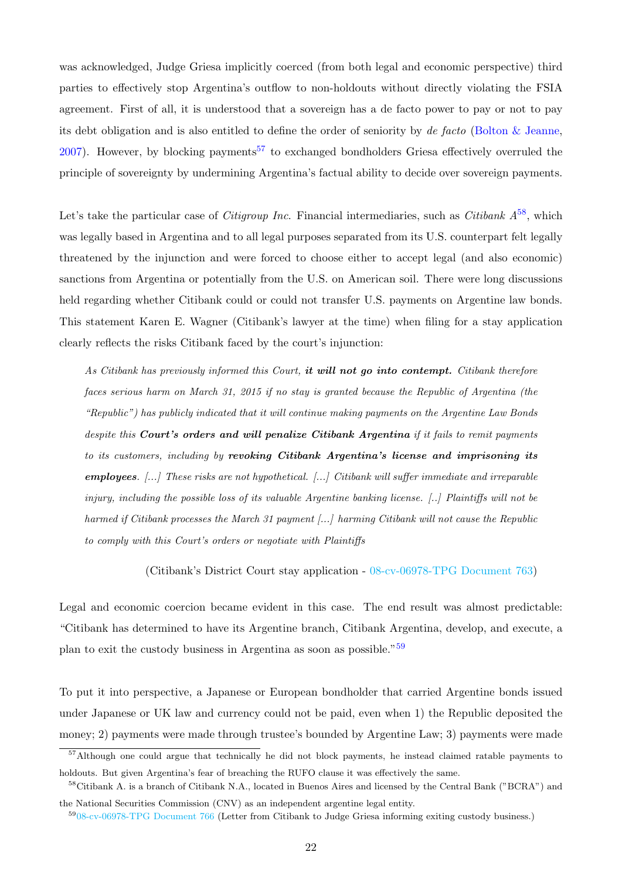was acknowledged, Judge Griesa implicitly coerced (from both legal and economic perspective) third parties to effectively stop Argentina's outflow to non-holdouts without directly violating the FSIA agreement. First of all, it is understood that a sovereign has a de facto power to pay or not to pay its debt obligation and is also entitled to define the order of seniority by *de facto* (Bolton & Jeanne, 2007). However, by blocking payments[57] to exchanged bondholders Griesa effectively overruled the principle of sovereignty by undermining Argentina's factual ability to decide over sovereign payments.

Let's take the particular case of *Citigroup Inc*. Financial intermediaries, such as *Citibank A*[58], which was legally based in Argentina and to all legal purposes separated from its U.S. counterpart felt legally threatened by the injunction and were forced to choose either to accept legal (and also economic) sanctions from Argentina or potentially from the U.S. on American soil. There were long discussions held regarding whether Citibank could or could not transfer U.S. payments on Argentine law bonds. This statement Karen E. Wagner (Citibank's lawyer at the time) when filing for a stay application clearly reflects the risks Citibank faced by the court's injunction:

> *As Citibank has previously informed this Court,* ***it will not go into contempt.*** *Citibank therefore faces serious harm on March 31, 2015 if no stay is granted because the Republic of Argentina (the "Republic") has publicly indicated that it will continue making payments on the Argentine Law Bonds despite this* ***Court's orders and will penalize Citibank Argentina*** *if it fails to remit payments to its customers, including by* ***revoking Citibank Argentina's license and imprisoning its employees****. [...] These risks are not hypothetical. [...] Citibank will suffer immediate and irreparable injury, including the possible loss of its valuable Argentine banking license. [..] Plaintiffs will not be harmed if Citibank processes the March 31 payment [...] harming Citibank will not cause the Republic to comply with this Court's orders or negotiate with Plaintiffs*
>
> (Citibank's District Court stay application - 08-cv-06978-TPG Document 763)

Legal and economic coercion became evident in this case. The end result was almost predictable: "Citibank has determined to have its Argentine branch, Citibank Argentina, develop, and execute, a plan to exit the custody business in Argentina as soon as possible."[59]

To put it into perspective, a Japanese or European bondholder that carried Argentine bonds issued under Japanese or UK law and currency could not be paid, even when 1) the Republic deposited the money; 2) payments were made through trustee's bounded by Argentine Law; 3) payments were made

[57] Although one could argue that technically he did not block payments, he instead claimed ratable payments to holdouts. But given Argentina's fear of breaching the RUFO clause it was effectively the same.

[58] Citibank A. is a branch of Citibank N.A., located in Buenos Aires and licensed by the Central Bank ("BCRA") and the National Securities Commission (CNV) as an independent argentine legal entity.

[59] 08-cv-06978-TPG Document 766 (Letter from Citibank to Judge Griesa informing exiting custody business.)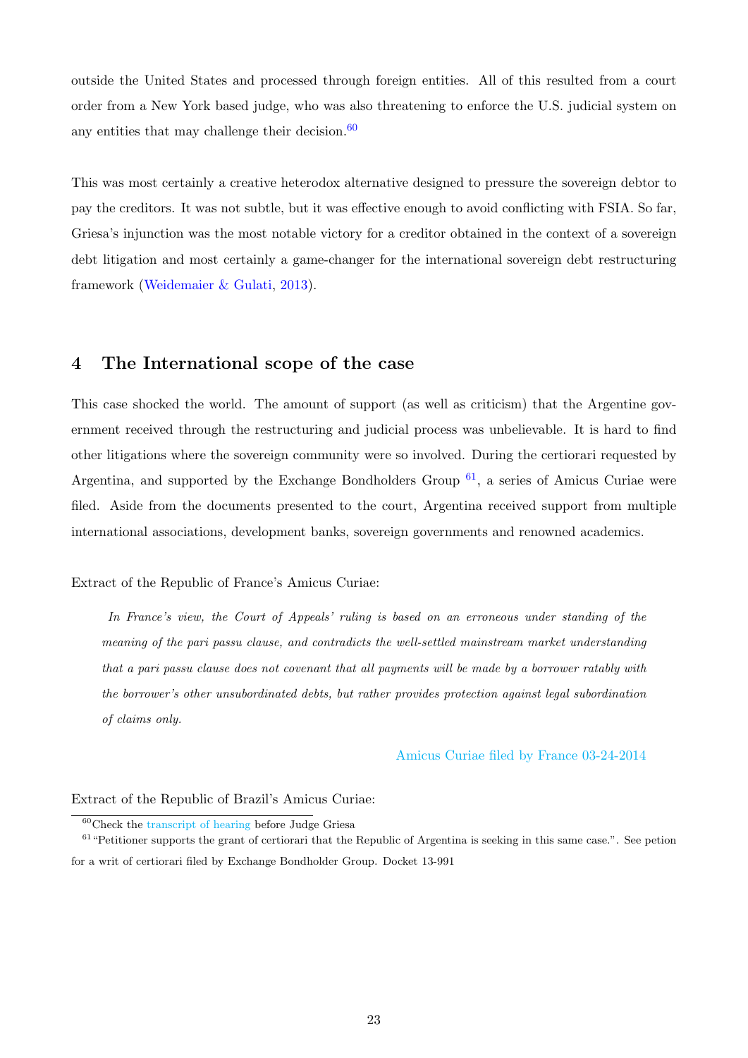outside the United States and processed through foreign entities. All of this resulted from a court order from a New York based judge, who was also threatening to enforce the U.S. judicial system on any entities that may challenge their decision.[60]

This was most certainly a creative heterodox alternative designed to pressure the sovereign debtor to pay the creditors. It was not subtle, but it was effective enough to avoid conflicting with FSIA. So far, Griesa's injunction was the most notable victory for a creditor obtained in the context of a sovereign debt litigation and most certainly a game-changer for the international sovereign debt restructuring framework (Weidemaier & Gulati, 2013).

## 4 The International scope of the case

This case shocked the world. The amount of support (as well as criticism) that the Argentine government received through the restructuring and judicial process was unbelievable. It is hard to find other litigations where the sovereign community were so involved. During the certiorari requested by Argentina, and supported by the Exchange Bondholders Group [61], a series of Amicus Curiae were filed. Aside from the documents presented to the court, Argentina received support from multiple international associations, development banks, sovereign governments and renowned academics.

Extract of the Republic of France's Amicus Curiae:

> *In France's view, the Court of Appeals' ruling is based on an erroneous under standing of the meaning of the pari passu clause, and contradicts the well-settled mainstream market understanding that a pari passu clause does not covenant that all payments will be made by a borrower ratably with the borrower's other unsubordinated debts, but rather provides protection against legal subordination of claims only.*
>
> Amicus Curiae filed by France 03-24-2014

Extract of the Republic of Brazil's Amicus Curiae:

[60] Check the transcript of hearing before Judge Griesa

[61] "Petitioner supports the grant of certiorari that the Republic of Argentina is seeking in this same case.". See petion for a writ of certiorari filed by Exchange Bondholder Group. Docket 13-991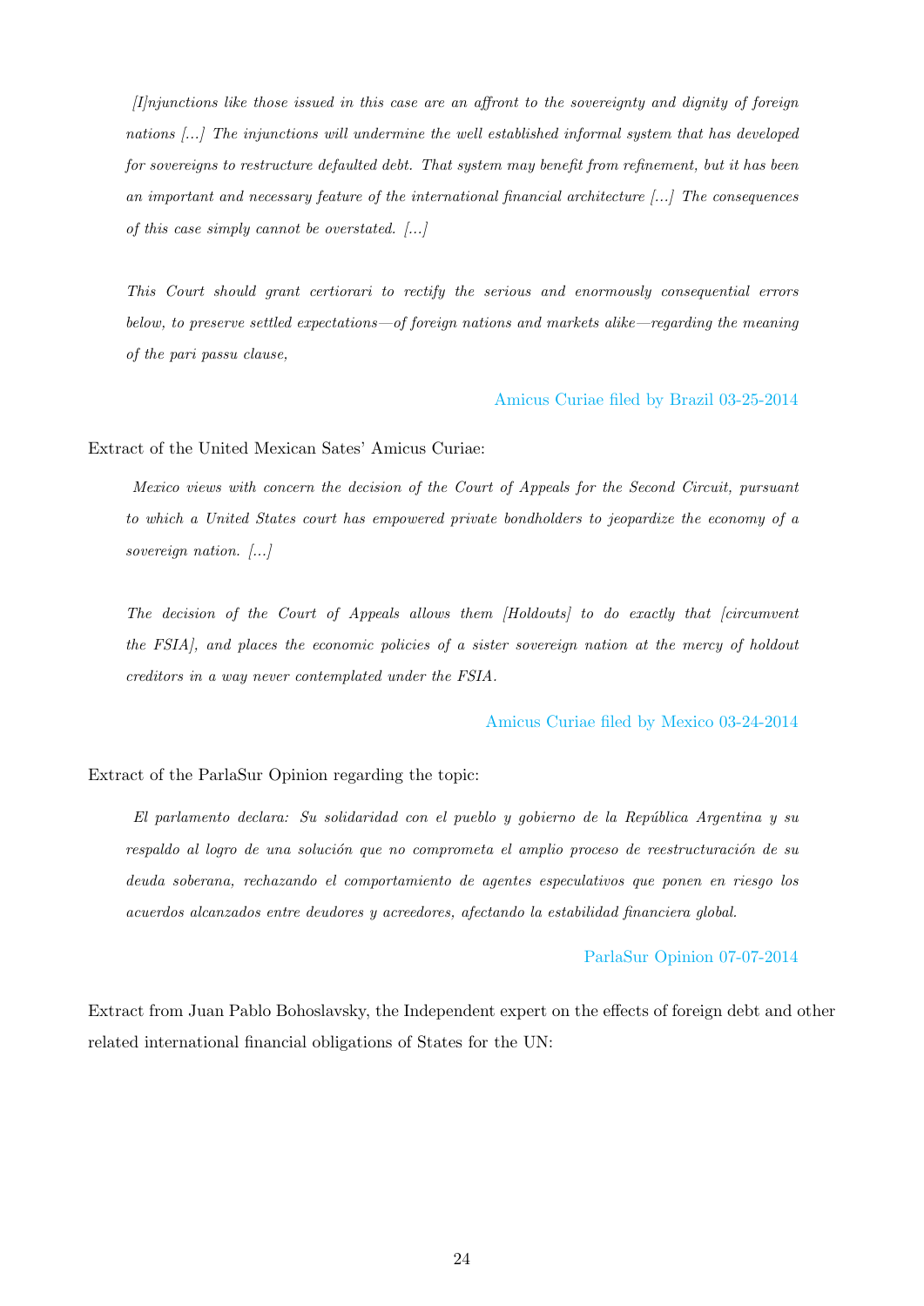> *[I]njunctions like those issued in this case are an affront to the sovereignty and dignity of foreign nations [...] The injunctions will undermine the well established informal system that has developed for sovereigns to restructure defaulted debt. That system may benefit from refinement, but it has been an important and necessary feature of the international financial architecture [...] The consequences of this case simply cannot be overstated. [...]*
>
> *This Court should grant certiorari to rectify the serious and enormously consequential errors below, to preserve settled expectations—of foreign nations and markets alike—regarding the meaning of the pari passu clause,*
>
> Amicus Curiae filed by Brazil 03-25-2014

Extract of the United Mexican Sates' Amicus Curiae:

> *Mexico views with concern the decision of the Court of Appeals for the Second Circuit, pursuant to which a United States court has empowered private bondholders to jeopardize the economy of a sovereign nation. [...]*
>
> *The decision of the Court of Appeals allows them [Holdouts] to do exactly that [circumvent the FSIA], and places the economic policies of a sister sovereign nation at the mercy of holdout creditors in a way never contemplated under the FSIA.*
>
> Amicus Curiae filed by Mexico 03-24-2014

Extract of the ParlaSur Opinion regarding the topic:

> *El parlamento declara: Su solidaridad con el pueblo y gobierno de la República Argentina y su respaldo al logro de una solución que no comprometa el amplio proceso de reestructuración de su deuda soberana, rechazando el comportamiento de agentes especulativos que ponen en riesgo los acuerdos alcanzados entre deudores y acreedores, afectando la estabilidad financiera global.*
>
> ParlaSur Opinion 07-07-2014

Extract from Juan Pablo Bohoslavsky, the Independent expert on the effects of foreign debt and other related international financial obligations of States for the UN: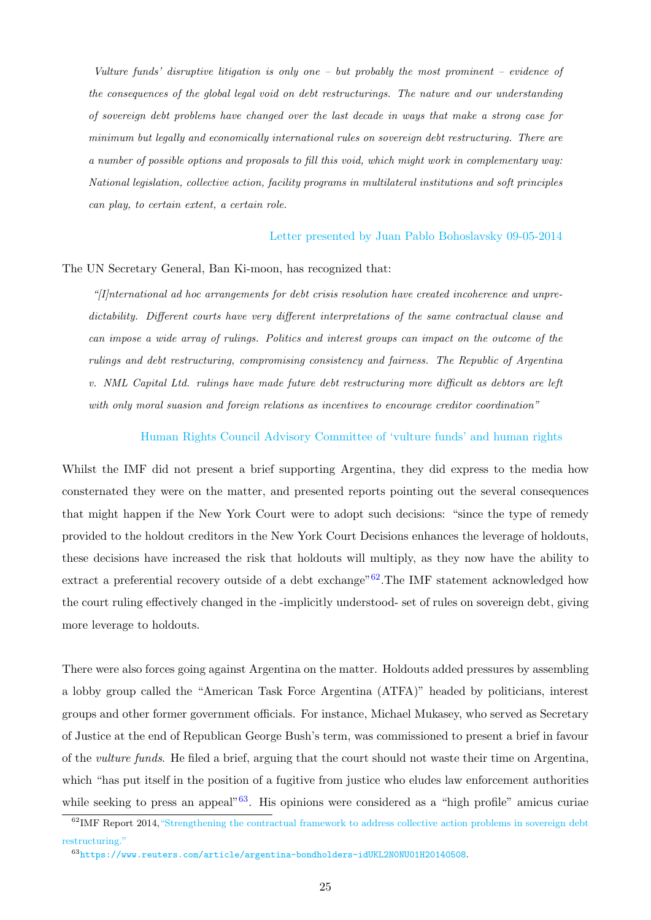> *Vulture funds' disruptive litigation is only one – but probably the most prominent – evidence of the consequences of the global legal void on debt restructurings. The nature and our understanding of sovereign debt problems have changed over the last decade in ways that make a strong case for minimum but legally and economically international rules on sovereign debt restructuring. There are a number of possible options and proposals to fill this void, which might work in complementary way: National legislation, collective action, facility programs in multilateral institutions and soft principles can play, to certain extent, a certain role.*
>
> Letter presented by Juan Pablo Bohoslavsky 09-05-2014

The UN Secretary General, Ban Ki-moon, has recognized that:

> *"[I]nternational ad hoc arrangements for debt crisis resolution have created incoherence and unpredictability. Different courts have very different interpretations of the same contractual clause and can impose a wide array of rulings. Politics and interest groups can impact on the outcome of the rulings and debt restructuring, compromising consistency and fairness. The Republic of Argentina v. NML Capital Ltd. rulings have made future debt restructuring more difficult as debtors are left with only moral suasion and foreign relations as incentives to encourage creditor coordination"*
>
> Human Rights Council Advisory Committee of 'vulture funds' and human rights

Whilst the IMF did not present a brief supporting Argentina, they did express to the media how consternated they were on the matter, and presented reports pointing out the several consequences that might happen if the New York Court were to adopt such decisions: "since the type of remedy provided to the holdout creditors in the New York Court Decisions enhances the leverage of holdouts, these decisions have increased the risk that holdouts will multiply, as they now have the ability to extract a preferential recovery outside of a debt exchange"[62].The IMF statement acknowledged how the court ruling effectively changed in the -implicitly understood- set of rules on sovereign debt, giving more leverage to holdouts.

There were also forces going against Argentina on the matter. Holdouts added pressures by assembling a lobby group called the "American Task Force Argentina (ATFA)" headed by politicians, interest groups and other former government officials. For instance, Michael Mukasey, who served as Secretary of Justice at the end of Republican George Bush's term, was commissioned to present a brief in favour of the *vulture funds*. He filed a brief, arguing that the court should not waste their time on Argentina, which "has put itself in the position of a fugitive from justice who eludes law enforcement authorities while seeking to press an appeal"[63]. His opinions were considered as a "high profile" amicus curiae

[62] IMF Report 2014, "Strengthening the contractual framework to address collective action problems in sovereign debt restructuring."

[63] https://www.reuters.com/article/argentina-bondholders-idUKL2N0NU01H20140508.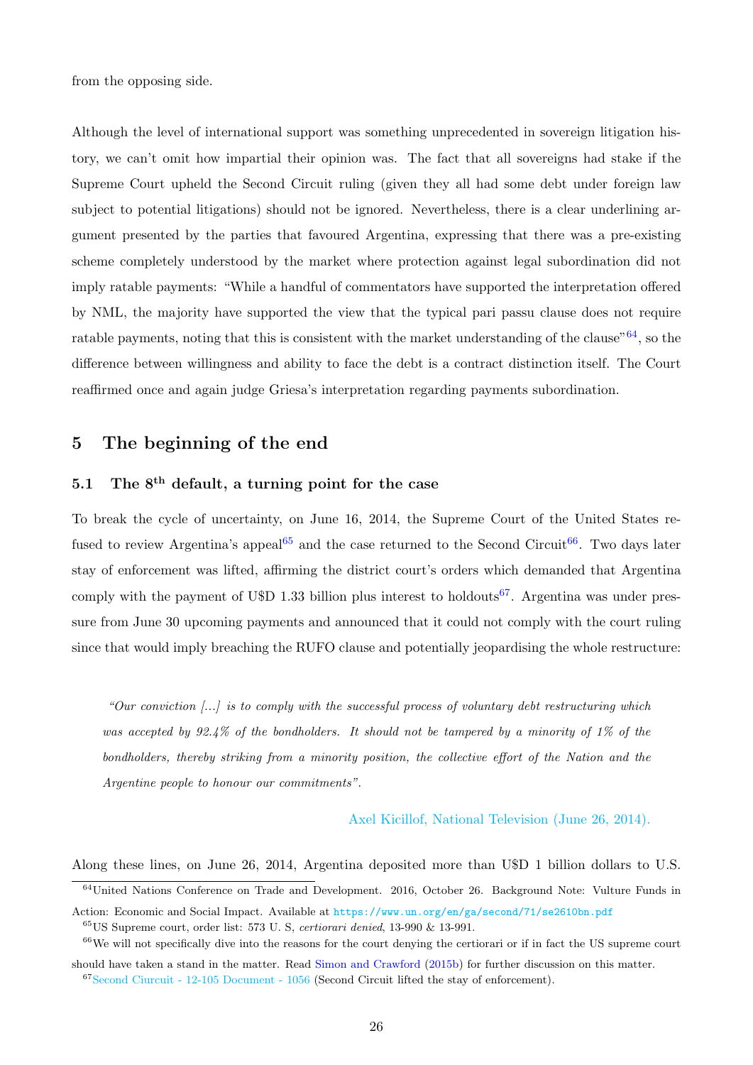from the opposing side.

Although the level of international support was something unprecedented in sovereign litigation history, we can't omit how impartial their opinion was. The fact that all sovereigns had stake if the Supreme Court upheld the Second Circuit ruling (given they all had some debt under foreign law subject to potential litigations) should not be ignored. Nevertheless, there is a clear underlining argument presented by the parties that favoured Argentina, expressing that there was a pre-existing scheme completely understood by the market where protection against legal subordination did not imply ratable payments: "While a handful of commentators have supported the interpretation offered by NML, the majority have supported the view that the typical pari passu clause does not require ratable payments, noting that this is consistent with the market understanding of the clause"[64], so the difference between willingness and ability to face the debt is a contract distinction itself. The Court reaffirmed once and again judge Griesa's interpretation regarding payments subordination.

## 5 The beginning of the end

### 5.1 The 8th default, a turning point for the case

To break the cycle of uncertainty, on June 16, 2014, the Supreme Court of the United States refused to review Argentina's appeal[65] and the case returned to the Second Circuit[66]. Two days later stay of enforcement was lifted, affirming the district court's orders which demanded that Argentina comply with the payment of U$D 1.33 billion plus interest to holdouts[67]. Argentina was under pressure from June 30 upcoming payments and announced that it could not comply with the court ruling since that would imply breaching the RUFO clause and potentially jeopardising the whole restructure:

> *"Our conviction [...] is to comply with the successful process of voluntary debt restructuring which was accepted by 92.4% of the bondholders. It should not be tampered by a minority of 1% of the bondholders, thereby striking from a minority position, the collective effort of the Nation and the Argentine people to honour our commitments".*
>
> Axel Kicillof, National Television (June 26, 2014).

Along these lines, on June 26, 2014, Argentina deposited more than U$D 1 billion dollars to U.S.

---

[64] United Nations Conference on Trade and Development. 2016, October 26. Background Note: Vulture Funds in Action: Economic and Social Impact. Available at https://www.un.org/en/ga/second/71/se2610bn.pdf

[65] US Supreme court, order list: 573 U. S, *certiorari denied*, 13-990 & 13-991.

[66] We will not specifically dive into the reasons for the court denying the certiorari or if in fact the US supreme court should have taken a stand in the matter. Read Simon and Crawford (2015b) for further discussion on this matter.

[67] Second Ciurcuit - 12-105 Document - 1056 (Second Circuit lifted the stay of enforcement).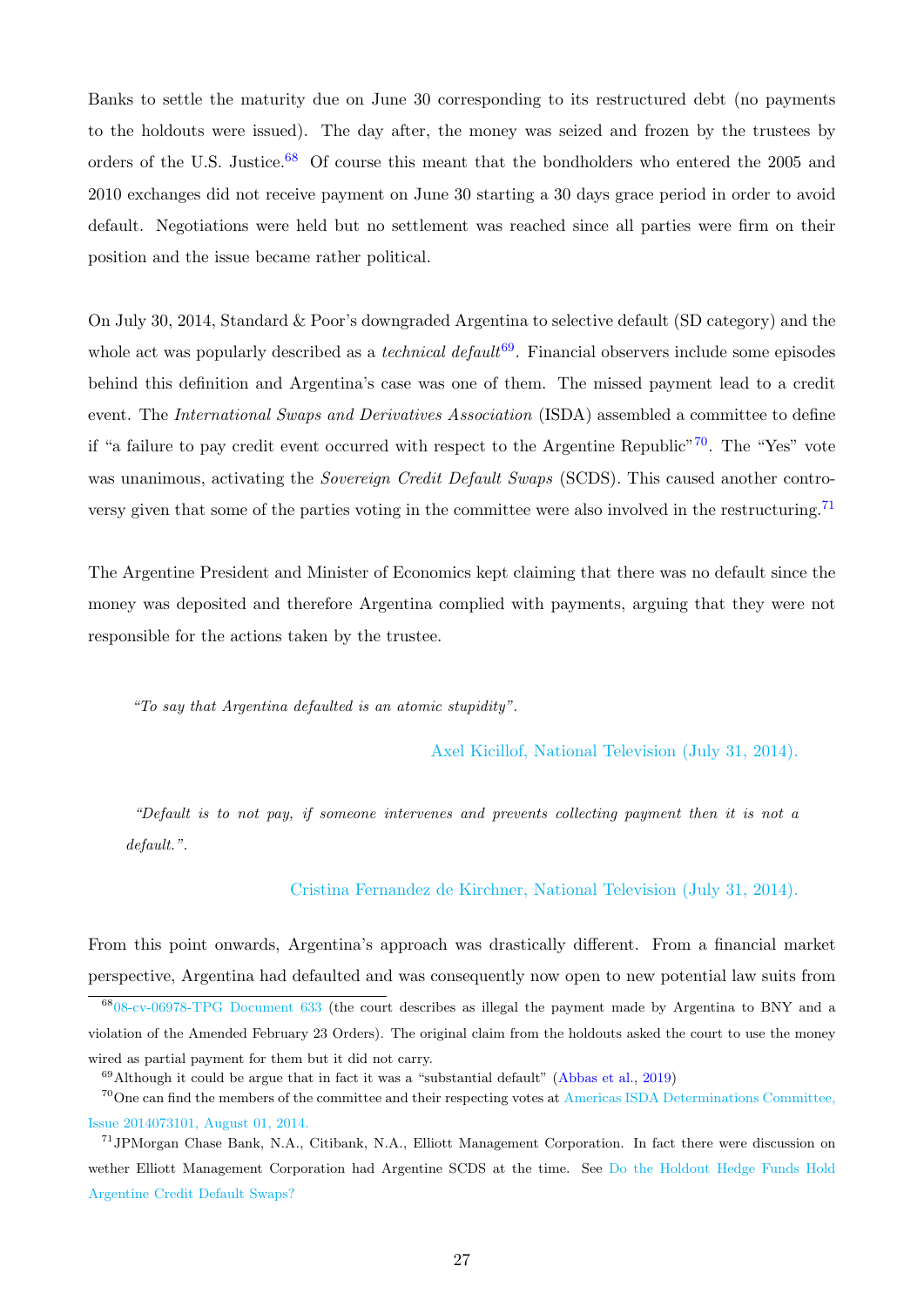Banks to settle the maturity due on June 30 corresponding to its restructured debt (no payments to the holdouts were issued). The day after, the money was seized and frozen by the trustees by orders of the U.S. Justice.[68] Of course this meant that the bondholders who entered the 2005 and 2010 exchanges did not receive payment on June 30 starting a 30 days grace period in order to avoid default. Negotiations were held but no settlement was reached since all parties were firm on their position and the issue became rather political.

On July 30, 2014, Standard & Poor's downgraded Argentina to selective default (SD category) and the whole act was popularly described as a *technical default*[69]. Financial observers include some episodes behind this definition and Argentina's case was one of them. The missed payment lead to a credit event. The *International Swaps and Derivatives Association* (ISDA) assembled a committee to define if "a failure to pay credit event occurred with respect to the Argentine Republic"[70]. The "Yes" vote was unanimous, activating the *Sovereign Credit Default Swaps* (SCDS). This caused another controversy given that some of the parties voting in the committee were also involved in the restructuring.[71]

The Argentine President and Minister of Economics kept claiming that there was no default since the money was deposited and therefore Argentina complied with payments, arguing that they were not responsible for the actions taken by the trustee.

> *"To say that Argentina defaulted is an atomic stupidity".*
>
> Axel Kicillof, National Television (July 31, 2014).

> *"Default is to not pay, if someone intervenes and prevents collecting payment then it is not a default.".*
>
> Cristina Fernandez de Kirchner, National Television (July 31, 2014).

From this point onwards, Argentina's approach was drastically different. From a financial market perspective, Argentina had defaulted and was consequently now open to new potential law suits from

---

[68] 08-cv-06978-TPG Document 633 (the court describes as illegal the payment made by Argentina to BNY and a violation of the Amended February 23 Orders). The original claim from the holdouts asked the court to use the money wired as partial payment for them but it did not carry.

[69] Although it could be argue that in fact it was a "substantial default" (Abbas et al., 2019)

[70] One can find the members of the committee and their respecting votes at Americas ISDA Determinations Committee, Issue 2014073101, August 01, 2014.

[71] JPMorgan Chase Bank, N.A., Citibank, N.A., Elliott Management Corporation. In fact there were discussion on wether Elliott Management Corporation had Argentine SCDS at the time. See Do the Holdout Hedge Funds Hold Argentine Credit Default Swaps?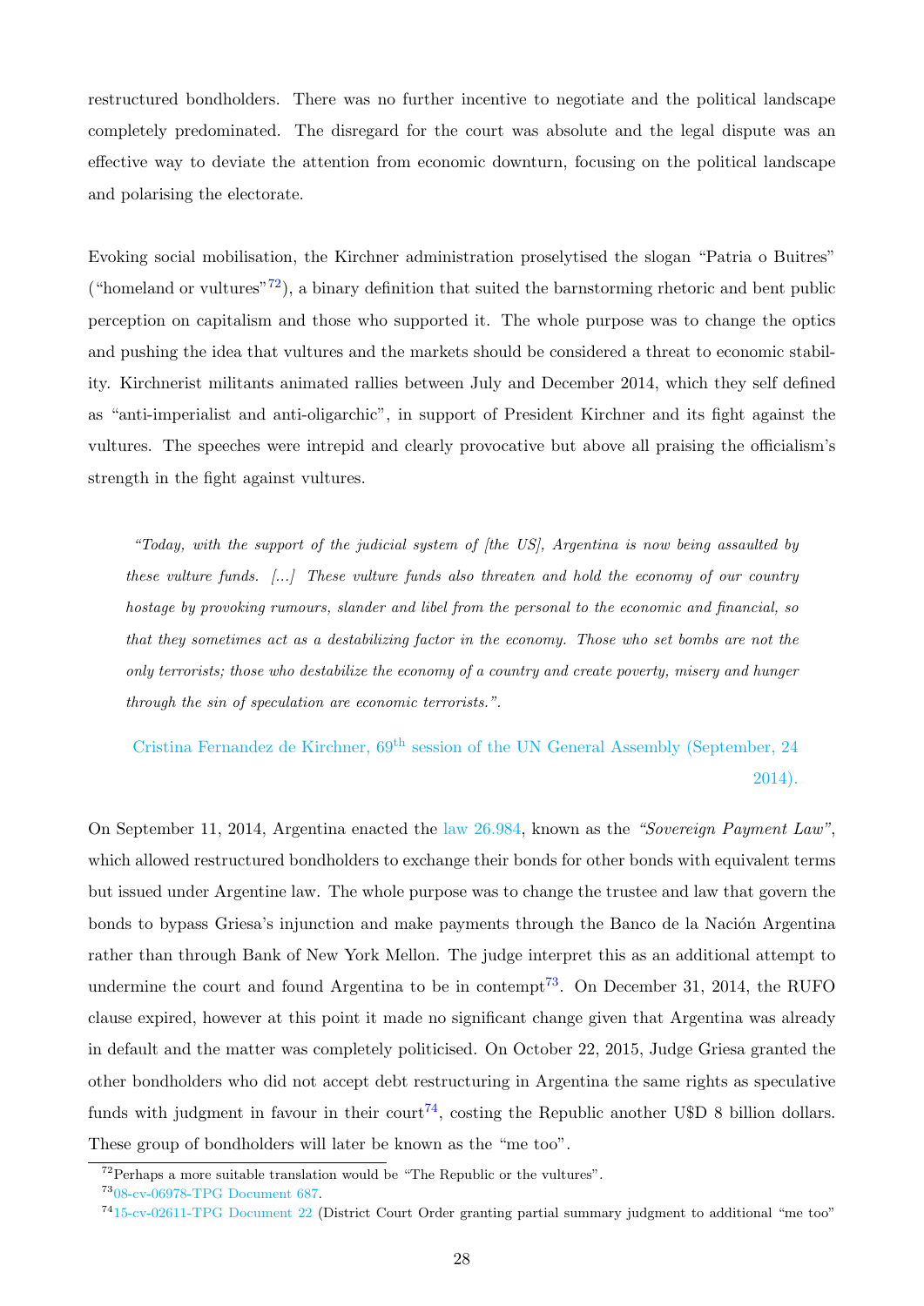restructured bondholders. There was no further incentive to negotiate and the political landscape completely predominated. The disregard for the court was absolute and the legal dispute was an effective way to deviate the attention from economic downturn, focusing on the political landscape and polarising the electorate.

Evoking social mobilisation, the Kirchner administration proselytised the slogan "Patria o Buitres" ("homeland or vultures"[72]), a binary definition that suited the barnstorming rhetoric and bent public perception on capitalism and those who supported it. The whole purpose was to change the optics and pushing the idea that vultures and the markets should be considered a threat to economic stability. Kirchnerist militants animated rallies between July and December 2014, which they self defined as "anti-imperialist and anti-oligarchic", in support of President Kirchner and its fight against the vultures. The speeches were intrepid and clearly provocative but above all praising the officialism's strength in the fight against vultures.

> *"Today, with the support of the judicial system of [the US], Argentina is now being assaulted by these vulture funds. [...] These vulture funds also threaten and hold the economy of our country hostage by provoking rumours, slander and libel from the personal to the economic and financial, so that they sometimes act as a destabilizing factor in the economy. Those who set bombs are not the only terrorists; those who destabilize the economy of a country and create poverty, misery and hunger through the sin of speculation are economic terrorists.".*
>
> Cristina Fernandez de Kirchner, 69th session of the UN General Assembly (September, 24 2014).

On September 11, 2014, Argentina enacted the law 26.984, known as the *"Sovereign Payment Law"*, which allowed restructured bondholders to exchange their bonds for other bonds with equivalent terms but issued under Argentine law. The whole purpose was to change the trustee and law that govern the bonds to bypass Griesa's injunction and make payments through the Banco de la Nación Argentina rather than through Bank of New York Mellon. The judge interpret this as an additional attempt to undermine the court and found Argentina to be in contempt[73]. On December 31, 2014, the RUFO clause expired, however at this point it made no significant change given that Argentina was already in default and the matter was completely politicised. On October 22, 2015, Judge Griesa granted the other bondholders who did not accept debt restructuring in Argentina the same rights as speculative funds with judgment in favour in their court[74], costing the Republic another U$D 8 billion dollars. These group of bondholders will later be known as the "me too".

[72] Perhaps a more suitable translation would be "The Republic or the vultures".

[73] 08-cv-06978-TPG Document 687.

[74] 15-cv-02611-TPG Document 22 (District Court Order granting partial summary judgment to additional "me too"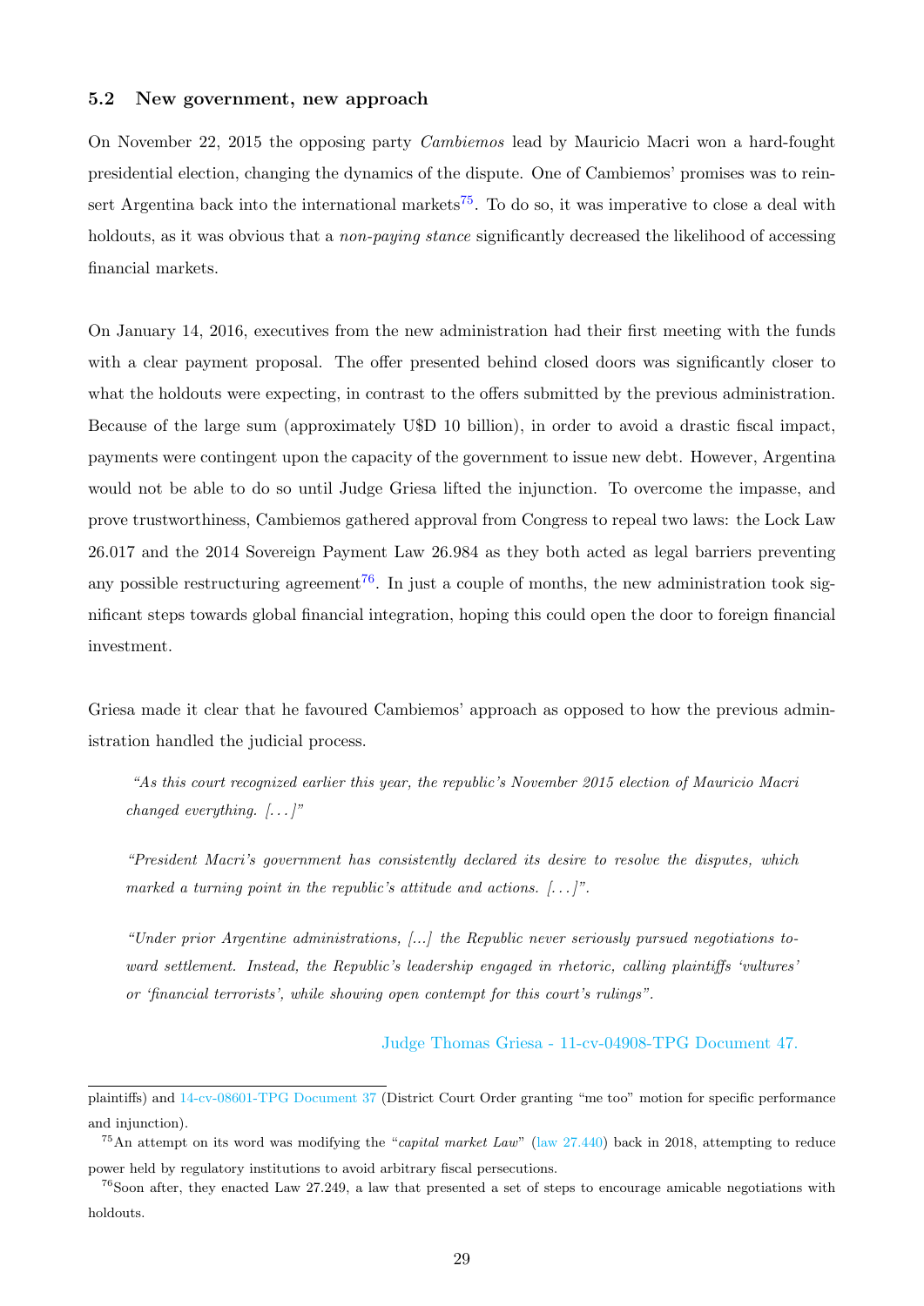### 5.2 New government, new approach

On November 22, 2015 the opposing party *Cambiemos* lead by Mauricio Macri won a hard-fought presidential election, changing the dynamics of the dispute. One of Cambiemos' promises was to reinsert Argentina back into the international markets[75]. To do so, it was imperative to close a deal with holdouts, as it was obvious that a *non-paying stance* significantly decreased the likelihood of accessing financial markets.

On January 14, 2016, executives from the new administration had their first meeting with the funds with a clear payment proposal. The offer presented behind closed doors was significantly closer to what the holdouts were expecting, in contrast to the offers submitted by the previous administration. Because of the large sum (approximately U$D 10 billion), in order to avoid a drastic fiscal impact, payments were contingent upon the capacity of the government to issue new debt. However, Argentina would not be able to do so until Judge Griesa lifted the injunction. To overcome the impasse, and prove trustworthiness, Cambiemos gathered approval from Congress to repeal two laws: the Lock Law 26.017 and the 2014 Sovereign Payment Law 26.984 as they both acted as legal barriers preventing any possible restructuring agreement[76]. In just a couple of months, the new administration took significant steps towards global financial integration, hoping this could open the door to foreign financial investment.

Griesa made it clear that he favoured Cambiemos' approach as opposed to how the previous administration handled the judicial process.

> *"As this court recognized earlier this year, the republic's November 2015 election of Mauricio Macri changed everything. [...]"*
>
> *"President Macri's government has consistently declared its desire to resolve the disputes, which marked a turning point in the republic's attitude and actions. [...]".*
>
> *"Under prior Argentine administrations, [...] the Republic never seriously pursued negotiations toward settlement. Instead, the Republic's leadership engaged in rhetoric, calling plaintiffs 'vultures' or 'financial terrorists', while showing open contempt for this court's rulings".*
>
> Judge Thomas Griesa - 11-cv-04908-TPG Document 47.

---

plaintiffs) and 14-cv-08601-TPG Document 37 (District Court Order granting "me too" motion for specific performance and injunction).

[75] An attempt on its word was modifying the "*capital market Law*" (law 27.440) back in 2018, attempting to reduce power held by regulatory institutions to avoid arbitrary fiscal persecutions.

[76] Soon after, they enacted Law 27.249, a law that presented a set of steps to encourage amicable negotiations with holdouts.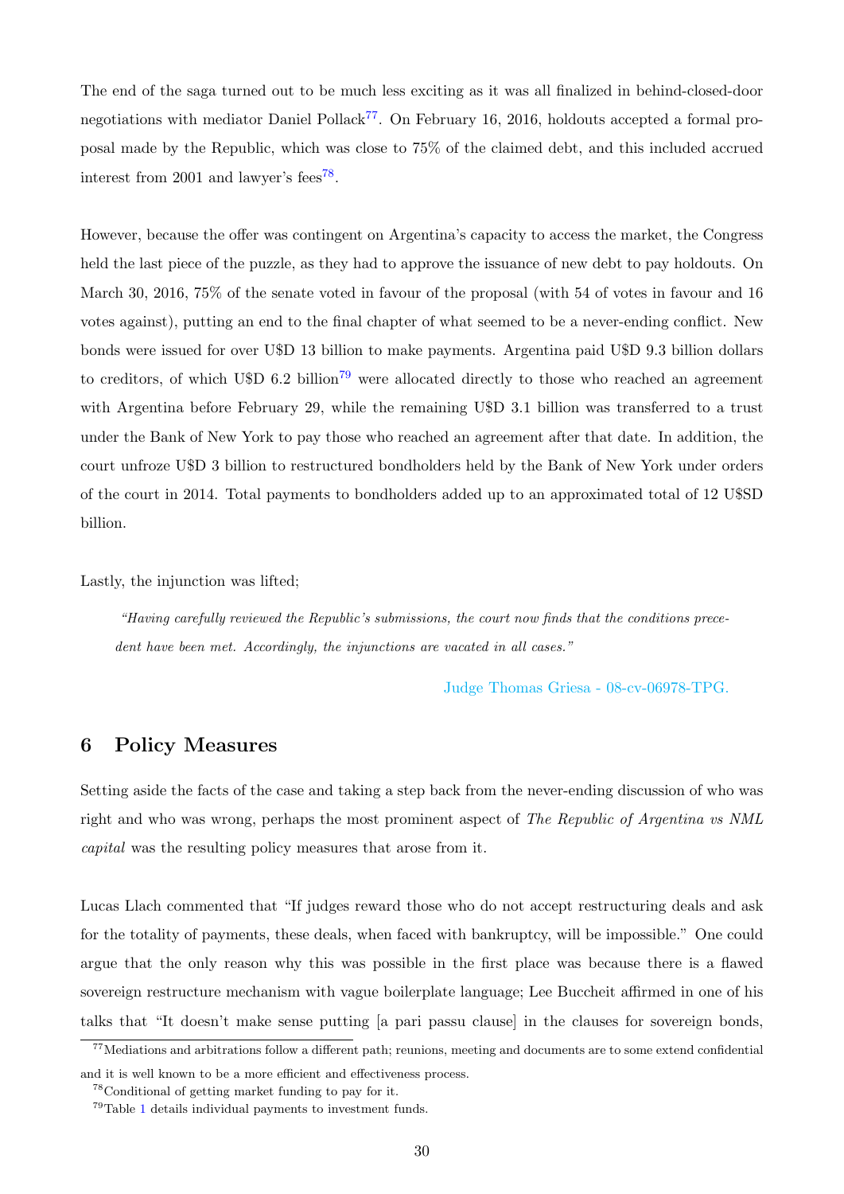The end of the saga turned out to be much less exciting as it was all finalized in behind-closed-door negotiations with mediator Daniel Pollack[77]. On February 16, 2016, holdouts accepted a formal proposal made by the Republic, which was close to 75% of the claimed debt, and this included accrued interest from 2001 and lawyer's fees[78].

However, because the offer was contingent on Argentina's capacity to access the market, the Congress held the last piece of the puzzle, as they had to approve the issuance of new debt to pay holdouts. On March 30, 2016, 75% of the senate voted in favour of the proposal (with 54 of votes in favour and 16 votes against), putting an end to the final chapter of what seemed to be a never-ending conflict. New bonds were issued for over U$D 13 billion to make payments. Argentina paid U$D 9.3 billion dollars to creditors, of which U$D 6.2 billion[79] were allocated directly to those who reached an agreement with Argentina before February 29, while the remaining U$D 3.1 billion was transferred to a trust under the Bank of New York to pay those who reached an agreement after that date. In addition, the court unfroze U$D 3 billion to restructured bondholders held by the Bank of New York under orders of the court in 2014. Total payments to bondholders added up to an approximated total of 12 U$SD billion.

Lastly, the injunction was lifted;

> *"Having carefully reviewed the Republic's submissions, the court now finds that the conditions precedent have been met. Accordingly, the injunctions are vacated in all cases."*
>
> Judge Thomas Griesa - 08-cv-06978-TPG.

## 6 Policy Measures

Setting aside the facts of the case and taking a step back from the never-ending discussion of who was right and who was wrong, perhaps the most prominent aspect of *The Republic of Argentina vs NML capital* was the resulting policy measures that arose from it.

Lucas Llach commented that "If judges reward those who do not accept restructuring deals and ask for the totality of payments, these deals, when faced with bankruptcy, will be impossible." One could argue that the only reason why this was possible in the first place was because there is a flawed sovereign restructure mechanism with vague boilerplate language; Lee Buccheit affirmed in one of his talks that "It doesn't make sense putting [a pari passu clause] in the clauses for sovereign bonds,

---

[77] Mediations and arbitrations follow a different path; reunions, meeting and documents are to some extend confidential and it is well known to be a more efficient and effectiveness process.

[78] Conditional of getting market funding to pay for it.

[79] Table 1 details individual payments to investment funds.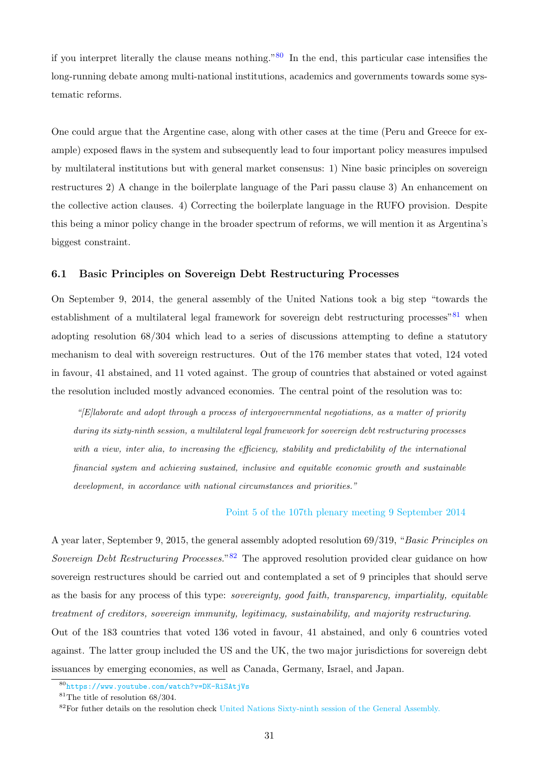if you interpret literally the clause means nothing."[80] In the end, this particular case intensifies the long-running debate among multi-national institutions, academics and governments towards some systematic reforms.

One could argue that the Argentine case, along with other cases at the time (Peru and Greece for example) exposed flaws in the system and subsequently lead to four important policy measures impulsed by multilateral institutions but with general market consensus: 1) Nine basic principles on sovereign restructures 2) A change in the boilerplate language of the Pari passu clause 3) An enhancement on the collective action clauses. 4) Correcting the boilerplate language in the RUFO provision. Despite this being a minor policy change in the broader spectrum of reforms, we will mention it as Argentina's biggest constraint.

### 6.1 Basic Principles on Sovereign Debt Restructuring Processes

On September 9, 2014, the general assembly of the United Nations took a big step "towards the establishment of a multilateral legal framework for sovereign debt restructuring processes"[81] when adopting resolution 68/304 which lead to a series of discussions attempting to define a statutory mechanism to deal with sovereign restructures. Out of the 176 member states that voted, 124 voted in favour, 41 abstained, and 11 voted against. The group of countries that abstained or voted against the resolution included mostly advanced economies. The central point of the resolution was to:

> *"[E]laborate and adopt through a process of intergovernmental negotiations, as a matter of priority during its sixty-ninth session, a multilateral legal framework for sovereign debt restructuring processes with a view, inter alia, to increasing the efficiency, stability and predictability of the international financial system and achieving sustained, inclusive and equitable economic growth and sustainable development, in accordance with national circumstances and priorities."*
>
> Point 5 of the 107th plenary meeting 9 September 2014

A year later, September 9, 2015, the general assembly adopted resolution 69/319, "*Basic Principles on Sovereign Debt Restructuring Processes.*"[82] The approved resolution provided clear guidance on how sovereign restructures should be carried out and contemplated a set of 9 principles that should serve as the basis for any process of this type: *sovereignty, good faith, transparency, impartiality, equitable treatment of creditors, sovereign immunity, legitimacy, sustainability, and majority restructuring.*

Out of the 183 countries that voted 136 voted in favour, 41 abstained, and only 6 countries voted against. The latter group included the US and the UK, the two major jurisdictions for sovereign debt issuances by emerging economies, as well as Canada, Germany, Israel, and Japan.

---

[80] https://www.youtube.com/watch?v=DK-RiSAtjVs

[81] The title of resolution 68/304.

[82] For futher details on the resolution check United Nations Sixty-ninth session of the General Assembly.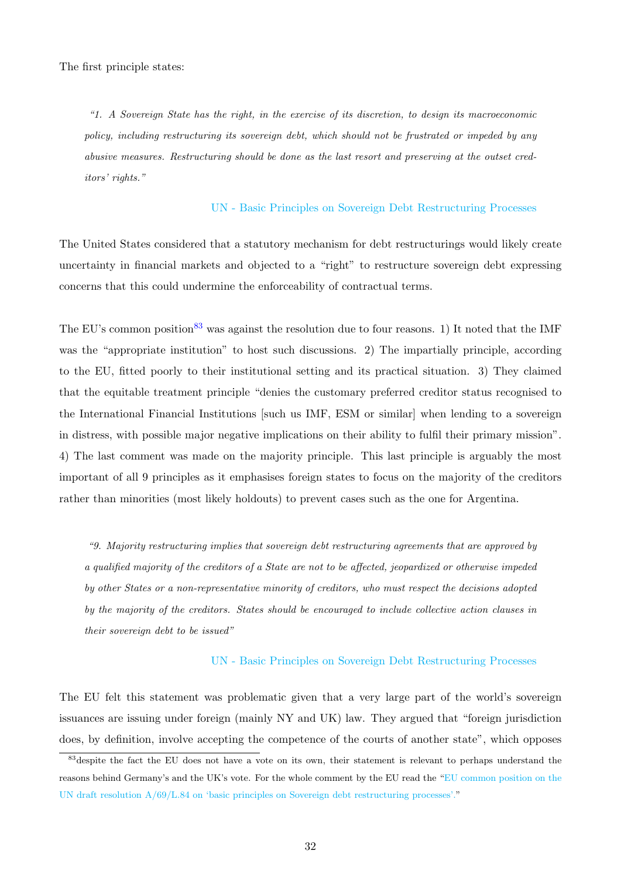The first principle states:

> *"1. A Sovereign State has the right, in the exercise of its discretion, to design its macroeconomic policy, including restructuring its sovereign debt, which should not be frustrated or impeded by any abusive measures. Restructuring should be done as the last resort and preserving at the outset creditors' rights."*
>
> UN - Basic Principles on Sovereign Debt Restructuring Processes

The United States considered that a statutory mechanism for debt restructurings would likely create uncertainty in financial markets and objected to a "right" to restructure sovereign debt expressing concerns that this could undermine the enforceability of contractual terms.

The EU's common position[83] was against the resolution due to four reasons. 1) It noted that the IMF was the "appropriate institution" to host such discussions. 2) The impartially principle, according to the EU, fitted poorly to their institutional setting and its practical situation. 3) They claimed that the equitable treatment principle "denies the customary preferred creditor status recognised to the International Financial Institutions [such us IMF, ESM or similar] when lending to a sovereign in distress, with possible major negative implications on their ability to fulfil their primary mission". 4) The last comment was made on the majority principle. This last principle is arguably the most important of all 9 principles as it emphasises foreign states to focus on the majority of the creditors rather than minorities (most likely holdouts) to prevent cases such as the one for Argentina.

> *"9. Majority restructuring implies that sovereign debt restructuring agreements that are approved by a qualified majority of the creditors of a State are not to be affected, jeopardized or otherwise impeded by other States or a non-representative minority of creditors, who must respect the decisions adopted by the majority of the creditors. States should be encouraged to include collective action clauses in their sovereign debt to be issued"*
>
> UN - Basic Principles on Sovereign Debt Restructuring Processes

The EU felt this statement was problematic given that a very large part of the world's sovereign issuances are issuing under foreign (mainly NY and UK) law. They argued that "foreign jurisdiction does, by definition, involve accepting the competence of the courts of another state", which opposes

[83] despite the fact the EU does not have a vote on its own, their statement is relevant to perhaps understand the reasons behind Germany's and the UK's vote. For the whole comment by the EU read the "EU common position on the UN draft resolution A/69/L.84 on 'basic principles on Sovereign debt restructuring processes'."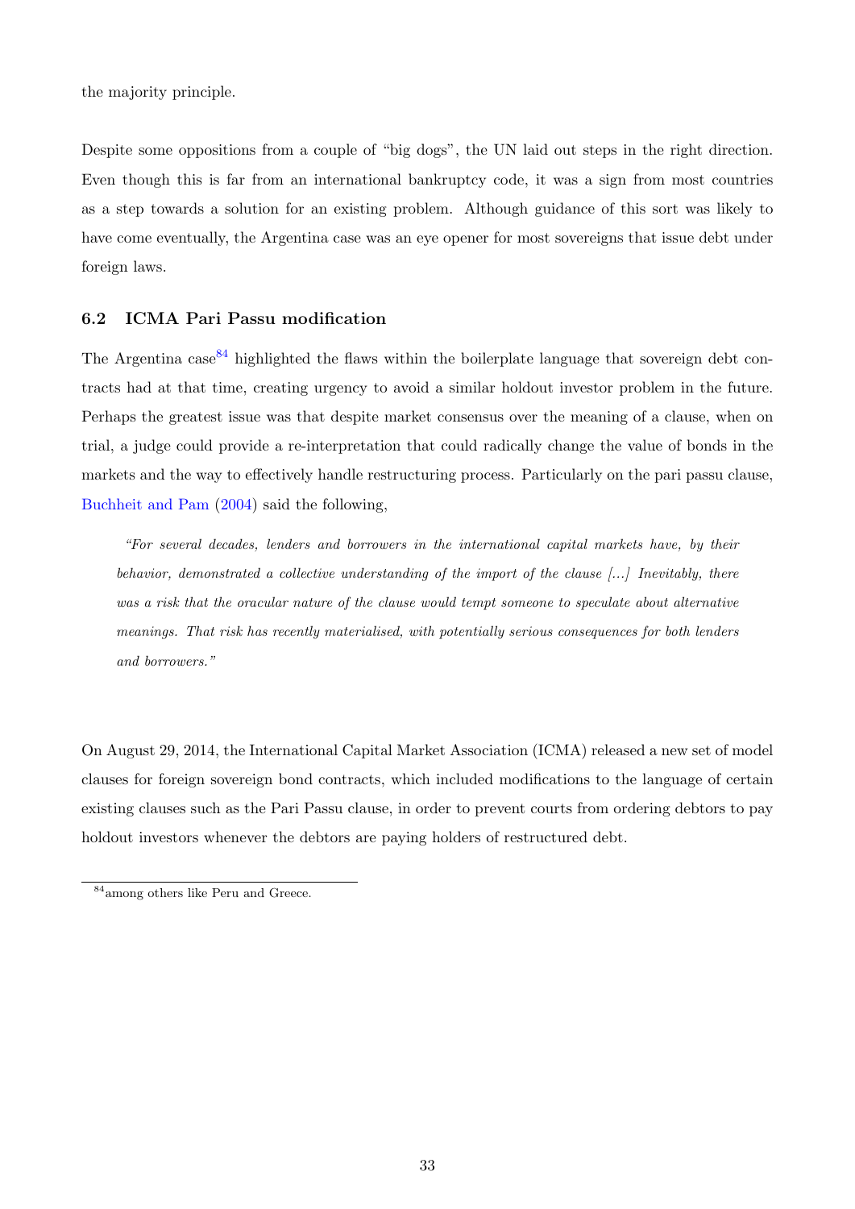the majority principle.

Despite some oppositions from a couple of "big dogs", the UN laid out steps in the right direction. Even though this is far from an international bankruptcy code, it was a sign from most countries as a step towards a solution for an existing problem. Although guidance of this sort was likely to have come eventually, the Argentina case was an eye opener for most sovereigns that issue debt under foreign laws.

### 6.2 ICMA Pari Passu modification

The Argentina case[84] highlighted the flaws within the boilerplate language that sovereign debt contracts had at that time, creating urgency to avoid a similar holdout investor problem in the future. Perhaps the greatest issue was that despite market consensus over the meaning of a clause, when on trial, a judge could provide a re-interpretation that could radically change the value of bonds in the markets and the way to effectively handle restructuring process. Particularly on the pari passu clause, Buchheit and Pam (2004) said the following,

> *"For several decades, lenders and borrowers in the international capital markets have, by their behavior, demonstrated a collective understanding of the import of the clause [...] Inevitably, there was a risk that the oracular nature of the clause would tempt someone to speculate about alternative meanings. That risk has recently materialised, with potentially serious consequences for both lenders and borrowers."*

On August 29, 2014, the International Capital Market Association (ICMA) released a new set of model clauses for foreign sovereign bond contracts, which included modifications to the language of certain existing clauses such as the Pari Passu clause, in order to prevent courts from ordering debtors to pay holdout investors whenever the debtors are paying holders of restructured debt.

[84] among others like Peru and Greece.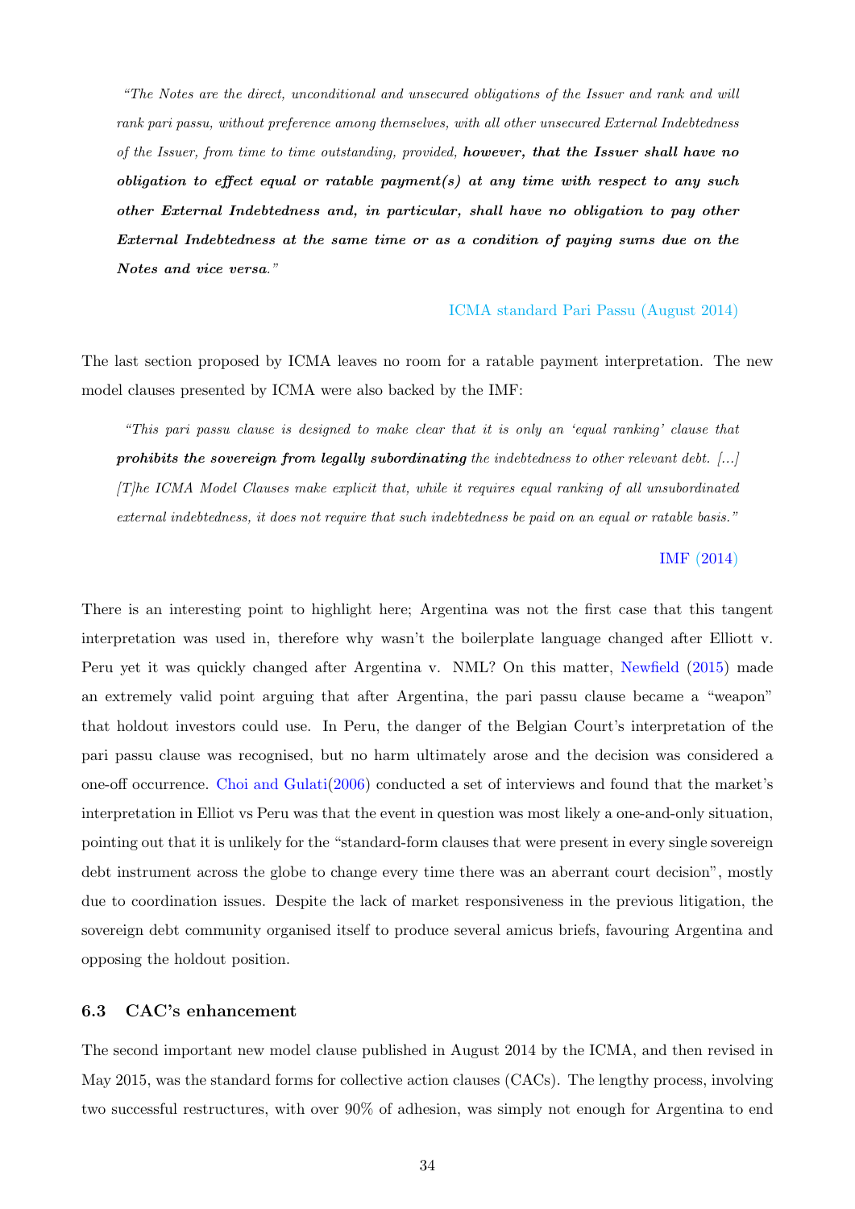> *"The Notes are the direct, unconditional and unsecured obligations of the Issuer and rank and will rank pari passu, without preference among themselves, with all other unsecured External Indebtedness of the Issuer, from time to time outstanding, provided,* ***however, that the Issuer shall have no obligation to effect equal or ratable payment(s) at any time with respect to any such other External Indebtedness and, in particular, shall have no obligation to pay other External Indebtedness at the same time or as a condition of paying sums due on the Notes and vice versa****."*
>
> ICMA standard Pari Passu (August 2014)

The last section proposed by ICMA leaves no room for a ratable payment interpretation. The new model clauses presented by ICMA were also backed by the IMF:

> *"This pari passu clause is designed to make clear that it is only an 'equal ranking' clause that* ***prohibits the sovereign from legally subordinating*** *the indebtedness to other relevant debt. [...] [T]he ICMA Model Clauses make explicit that, while it requires equal ranking of all unsubordinated external indebtedness, it does not require that such indebtedness be paid on an equal or ratable basis."*
>
> IMF (2014)

There is an interesting point to highlight here; Argentina was not the first case that this tangent interpretation was used in, therefore why wasn't the boilerplate language changed after Elliott v. Peru yet it was quickly changed after Argentina v. NML? On this matter, Newfield (2015) made an extremely valid point arguing that after Argentina, the pari passu clause became a "weapon" that holdout investors could use. In Peru, the danger of the Belgian Court's interpretation of the pari passu clause was recognised, but no harm ultimately arose and the decision was considered a one-off occurrence. Choi and Gulati(2006) conducted a set of interviews and found that the market's interpretation in Elliot vs Peru was that the event in question was most likely a one-and-only situation, pointing out that it is unlikely for the "standard-form clauses that were present in every single sovereign debt instrument across the globe to change every time there was an aberrant court decision", mostly due to coordination issues. Despite the lack of market responsiveness in the previous litigation, the sovereign debt community organised itself to produce several amicus briefs, favouring Argentina and opposing the holdout position.

### 6.3 CAC's enhancement

The second important new model clause published in August 2014 by the ICMA, and then revised in May 2015, was the standard forms for collective action clauses (CACs). The lengthy process, involving two successful restructures, with over 90% of adhesion, was simply not enough for Argentina to end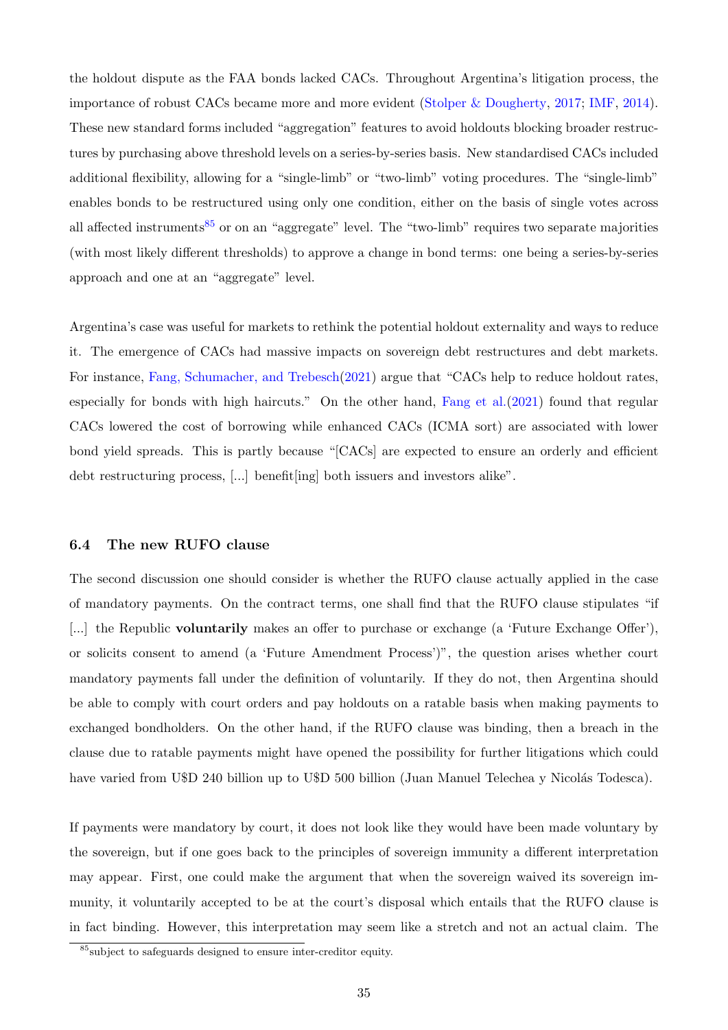the holdout dispute as the FAA bonds lacked CACs. Throughout Argentina's litigation process, the importance of robust CACs became more and more evident (Stolper & Dougherty, 2017; IMF, 2014). These new standard forms included "aggregation" features to avoid holdouts blocking broader restructures by purchasing above threshold levels on a series-by-series basis. New standardised CACs included additional flexibility, allowing for a "single-limb" or "two-limb" voting procedures. The "single-limb" enables bonds to be restructured using only one condition, either on the basis of single votes across all affected instruments[85] or on an "aggregate" level. The "two-limb" requires two separate majorities (with most likely different thresholds) to approve a change in bond terms: one being a series-by-series approach and one at an "aggregate" level.

Argentina's case was useful for markets to rethink the potential holdout externality and ways to reduce it. The emergence of CACs had massive impacts on sovereign debt restructures and debt markets. For instance, Fang, Schumacher, and Trebesch(2021) argue that "CACs help to reduce holdout rates, especially for bonds with high haircuts." On the other hand, Fang et al.(2021) found that regular CACs lowered the cost of borrowing while enhanced CACs (ICMA sort) are associated with lower bond yield spreads. This is partly because "[CACs] are expected to ensure an orderly and efficient debt restructuring process, [...] benefit[ing] both issuers and investors alike".

### 6.4 The new RUFO clause

The second discussion one should consider is whether the RUFO clause actually applied in the case of mandatory payments. On the contract terms, one shall find that the RUFO clause stipulates "if [...] the Republic **voluntarily** makes an offer to purchase or exchange (a 'Future Exchange Offer'), or solicits consent to amend (a 'Future Amendment Process')", the question arises whether court mandatory payments fall under the definition of voluntarily. If they do not, then Argentina should be able to comply with court orders and pay holdouts on a ratable basis when making payments to exchanged bondholders. On the other hand, if the RUFO clause was binding, then a breach in the clause due to ratable payments might have opened the possibility for further litigations which could have varied from U$D 240 billion up to U$D 500 billion (Juan Manuel Telechea y Nicolás Todesca).

If payments were mandatory by court, it does not look like they would have been made voluntary by the sovereign, but if one goes back to the principles of sovereign immunity a different interpretation may appear. First, one could make the argument that when the sovereign waived its sovereign immunity, it voluntarily accepted to be at the court's disposal which entails that the RUFO clause is in fact binding. However, this interpretation may seem like a stretch and not an actual claim. The

[85] subject to safeguards designed to ensure inter-creditor equity.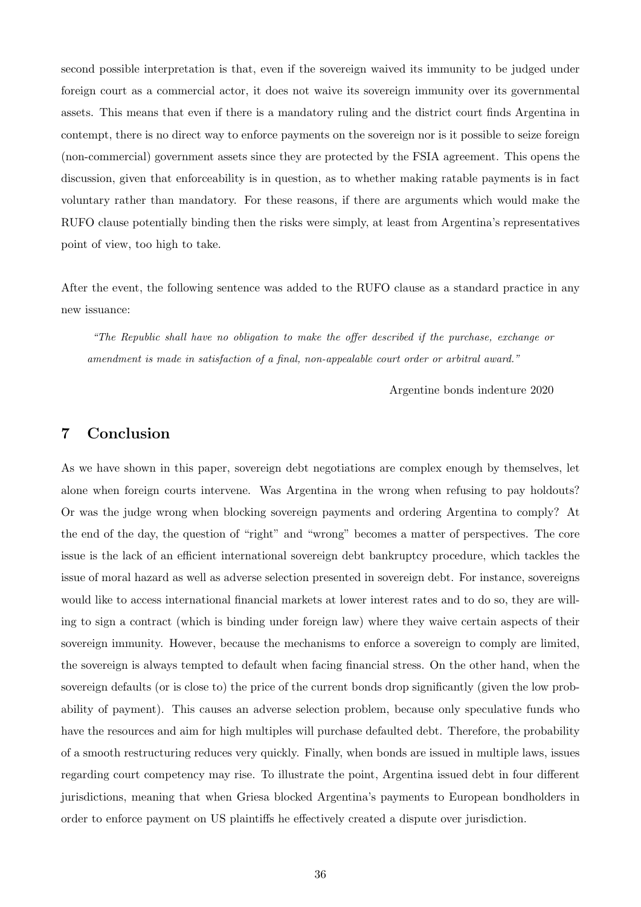second possible interpretation is that, even if the sovereign waived its immunity to be judged under foreign court as a commercial actor, it does not waive its sovereign immunity over its governmental assets. This means that even if there is a mandatory ruling and the district court finds Argentina in contempt, there is no direct way to enforce payments on the sovereign nor is it possible to seize foreign (non-commercial) government assets since they are protected by the FSIA agreement. This opens the discussion, given that enforceability is in question, as to whether making ratable payments is in fact voluntary rather than mandatory. For these reasons, if there are arguments which would make the RUFO clause potentially binding then the risks were simply, at least from Argentina's representatives point of view, too high to take.

After the event, the following sentence was added to the RUFO clause as a standard practice in any new issuance:

> *"The Republic shall have no obligation to make the offer described if the purchase, exchange or amendment is made in satisfaction of a final, non-appealable court order or arbitral award."*
>
> Argentine bonds indenture 2020

## 7 Conclusion

As we have shown in this paper, sovereign debt negotiations are complex enough by themselves, let alone when foreign courts intervene. Was Argentina in the wrong when refusing to pay holdouts? Or was the judge wrong when blocking sovereign payments and ordering Argentina to comply? At the end of the day, the question of "right" and "wrong" becomes a matter of perspectives. The core issue is the lack of an efficient international sovereign debt bankruptcy procedure, which tackles the issue of moral hazard as well as adverse selection presented in sovereign debt. For instance, sovereigns would like to access international financial markets at lower interest rates and to do so, they are willing to sign a contract (which is binding under foreign law) where they waive certain aspects of their sovereign immunity. However, because the mechanisms to enforce a sovereign to comply are limited, the sovereign is always tempted to default when facing financial stress. On the other hand, when the sovereign defaults (or is close to) the price of the current bonds drop significantly (given the low probability of payment). This causes an adverse selection problem, because only speculative funds who have the resources and aim for high multiples will purchase defaulted debt. Therefore, the probability of a smooth restructuring reduces very quickly. Finally, when bonds are issued in multiple laws, issues regarding court competency may rise. To illustrate the point, Argentina issued debt in four different jurisdictions, meaning that when Griesa blocked Argentina's payments to European bondholders in order to enforce payment on US plaintiffs he effectively created a dispute over jurisdiction.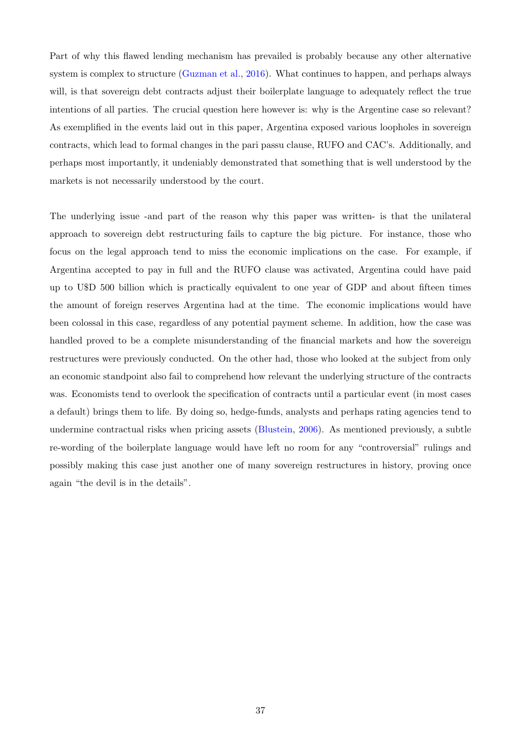Part of why this flawed lending mechanism has prevailed is probably because any other alternative system is complex to structure (Guzman et al., 2016). What continues to happen, and perhaps always will, is that sovereign debt contracts adjust their boilerplate language to adequately reflect the true intentions of all parties. The crucial question here however is: why is the Argentine case so relevant? As exemplified in the events laid out in this paper, Argentina exposed various loopholes in sovereign contracts, which lead to formal changes in the pari passu clause, RUFO and CAC's. Additionally, and perhaps most importantly, it undeniably demonstrated that something that is well understood by the markets is not necessarily understood by the court.

The underlying issue -and part of the reason why this paper was written- is that the unilateral approach to sovereign debt restructuring fails to capture the big picture. For instance, those who focus on the legal approach tend to miss the economic implications on the case. For example, if Argentina accepted to pay in full and the RUFO clause was activated, Argentina could have paid up to U$D 500 billion which is practically equivalent to one year of GDP and about fifteen times the amount of foreign reserves Argentina had at the time. The economic implications would have been colossal in this case, regardless of any potential payment scheme. In addition, how the case was handled proved to be a complete misunderstanding of the financial markets and how the sovereign restructures were previously conducted. On the other had, those who looked at the subject from only an economic standpoint also fail to comprehend how relevant the underlying structure of the contracts was. Economists tend to overlook the specification of contracts until a particular event (in most cases a default) brings them to life. By doing so, hedge-funds, analysts and perhaps rating agencies tend to undermine contractual risks when pricing assets (Blustein, 2006). As mentioned previously, a subtle re-wording of the boilerplate language would have left no room for any "controversial" rulings and possibly making this case just another one of many sovereign restructures in history, proving once again "the devil is in the details".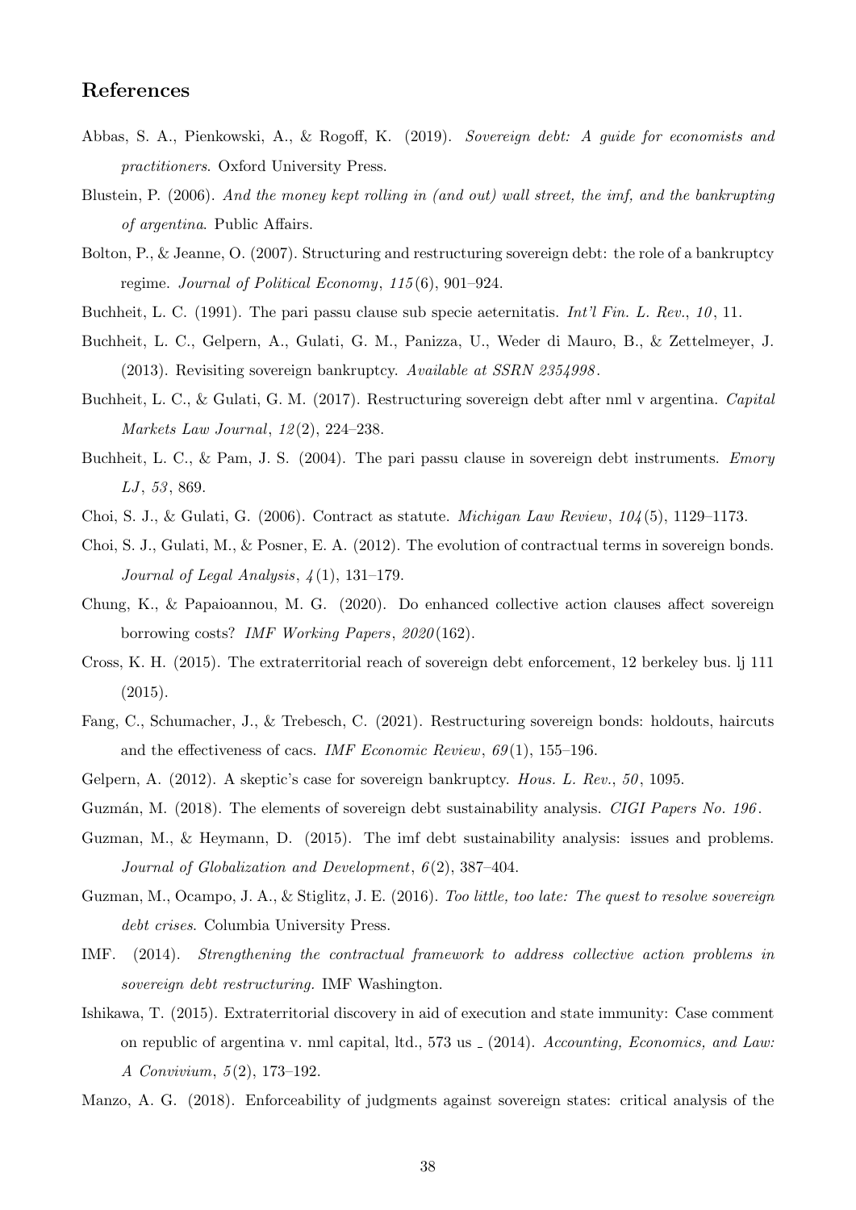## References

Abbas, S. A., Pienkowski, A., & Rogoff, K. (2019). *Sovereign debt: A guide for economists and practitioners*. Oxford University Press.

Blustein, P. (2006). *And the money kept rolling in (and out) wall street, the imf, and the bankrupting of argentina*. Public Affairs.

Bolton, P., & Jeanne, O. (2007). Structuring and restructuring sovereign debt: the role of a bankruptcy regime. *Journal of Political Economy*, *115*(6), 901–924.

Buchheit, L. C. (1991). The pari passu clause sub specie aeternitatis. *Int'l Fin. L. Rev.*, *10*, 11.

Buchheit, L. C., Gelpern, A., Gulati, G. M., Panizza, U., Weder di Mauro, B., & Zettelmeyer, J. (2013). Revisiting sovereign bankruptcy. *Available at SSRN 2354998*.

Buchheit, L. C., & Gulati, G. M. (2017). Restructuring sovereign debt after nml v argentina. *Capital Markets Law Journal*, *12*(2), 224–238.

Buchheit, L. C., & Pam, J. S. (2004). The pari passu clause in sovereign debt instruments. *Emory LJ*, *53*, 869.

Choi, S. J., & Gulati, G. (2006). Contract as statute. *Michigan Law Review*, *104*(5), 1129–1173.

Choi, S. J., Gulati, M., & Posner, E. A. (2012). The evolution of contractual terms in sovereign bonds. *Journal of Legal Analysis*, *4*(1), 131–179.

Chung, K., & Papaioannou, M. G. (2020). Do enhanced collective action clauses affect sovereign borrowing costs? *IMF Working Papers*, *2020*(162).

Cross, K. H. (2015). The extraterritorial reach of sovereign debt enforcement, 12 berkeley bus. lj 111 (2015).

Fang, C., Schumacher, J., & Trebesch, C. (2021). Restructuring sovereign bonds: holdouts, haircuts and the effectiveness of cacs. *IMF Economic Review*, *69*(1), 155–196.

Gelpern, A. (2012). A skeptic's case for sovereign bankruptcy. *Hous. L. Rev.*, *50*, 1095.

Guzmán, M. (2018). The elements of sovereign debt sustainability analysis. *CIGI Papers No. 196*.

Guzman, M., & Heymann, D. (2015). The imf debt sustainability analysis: issues and problems. *Journal of Globalization and Development*, *6*(2), 387–404.

Guzman, M., Ocampo, J. A., & Stiglitz, J. E. (2016). *Too little, too late: The quest to resolve sovereign debt crises*. Columbia University Press.

IMF. (2014). *Strengthening the contractual framework to address collective action problems in sovereign debt restructuring.* IMF Washington.

Ishikawa, T. (2015). Extraterritorial discovery in aid of execution and state immunity: Case comment on republic of argentina v. nml capital, ltd., 573 us _ (2014). *Accounting, Economics, and Law: A Convivium*, *5*(2), 173–192.

Manzo, A. G. (2018). Enforceability of judgments against sovereign states: critical analysis of the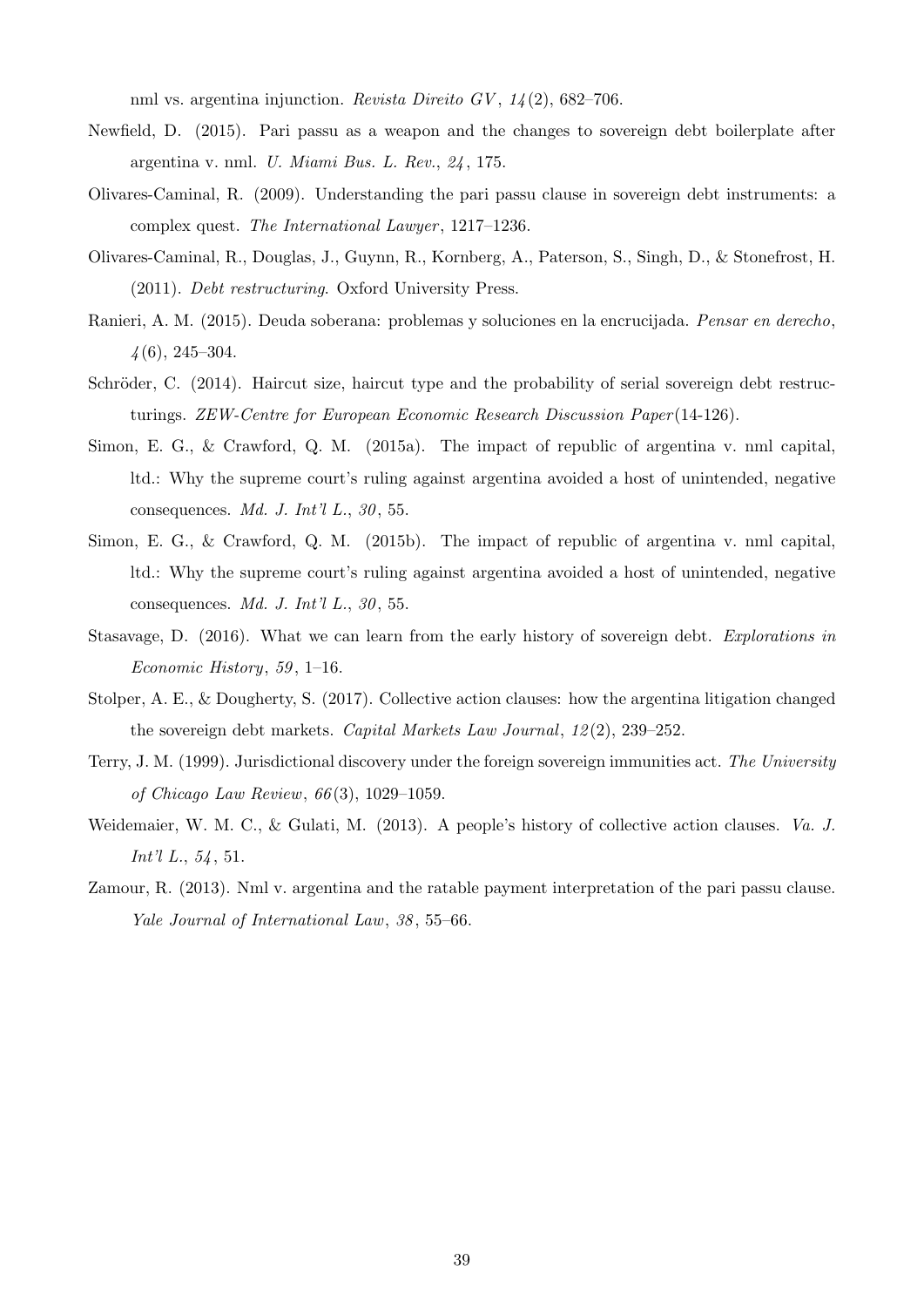nml vs. argentina injunction. *Revista Direito GV*, *14*(2), 682–706.

Newfield, D. (2015). Pari passu as a weapon and the changes to sovereign debt boilerplate after argentina v. nml. *U. Miami Bus. L. Rev.*, *24*, 175.

Olivares-Caminal, R. (2009). Understanding the pari passu clause in sovereign debt instruments: a complex quest. *The International Lawyer*, 1217–1236.

Olivares-Caminal, R., Douglas, J., Guynn, R., Kornberg, A., Paterson, S., Singh, D., & Stonefrost, H. (2011). *Debt restructuring*. Oxford University Press.

Ranieri, A. M. (2015). Deuda soberana: problemas y soluciones en la encrucijada. *Pensar en derecho*, *4*(6), 245–304.

Schröder, C. (2014). Haircut size, haircut type and the probability of serial sovereign debt restructurings. *ZEW-Centre for European Economic Research Discussion Paper*(14-126).

Simon, E. G., & Crawford, Q. M. (2015a). The impact of republic of argentina v. nml capital, ltd.: Why the supreme court's ruling against argentina avoided a host of unintended, negative consequences. *Md. J. Int'l L.*, *30*, 55.

Simon, E. G., & Crawford, Q. M. (2015b). The impact of republic of argentina v. nml capital, ltd.: Why the supreme court's ruling against argentina avoided a host of unintended, negative consequences. *Md. J. Int'l L.*, *30*, 55.

Stasavage, D. (2016). What we can learn from the early history of sovereign debt. *Explorations in Economic History*, *59*, 1–16.

Stolper, A. E., & Dougherty, S. (2017). Collective action clauses: how the argentina litigation changed the sovereign debt markets. *Capital Markets Law Journal*, *12*(2), 239–252.

Terry, J. M. (1999). Jurisdictional discovery under the foreign sovereign immunities act. *The University of Chicago Law Review*, *66*(3), 1029–1059.

Weidemaier, W. M. C., & Gulati, M. (2013). A people's history of collective action clauses. *Va. J. Int'l L.*, *54*, 51.

Zamour, R. (2013). Nml v. argentina and the ratable payment interpretation of the pari passu clause. *Yale Journal of International Law*, *38*, 55–66.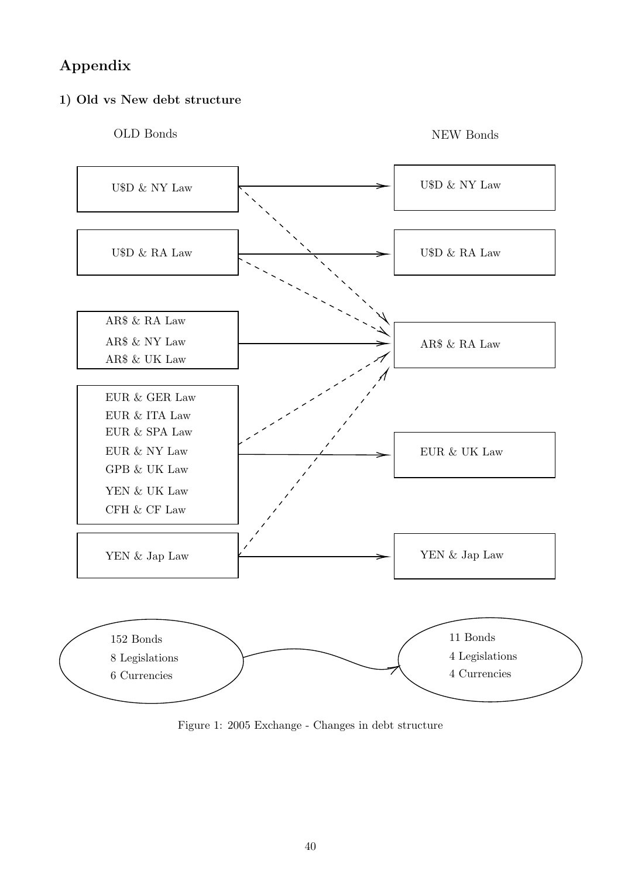## Appendix

### 1) Old vs New debt structure

OLD Bonds

- U$D & NY Law
- U$D & RA Law
- AR$ & RA Law; AR$ & NY Law; AR$ & UK Law
- EUR & GER Law; EUR & ITA Law; EUR & SPA Law; EUR & NY Law; GPB & UK Law; YEN & UK Law; CFH & CF Law
- YEN & Jap Law

NEW Bonds

- U$D & NY Law
- U$D & RA Law
- AR$ & RA Law
- EUR & UK Law
- YEN & Jap Law

152 Bonds
8 Legislations
6 Currencies

11 Bonds
4 Legislations
4 Currencies

Figure 1: 2005 Exchange - Changes in debt structure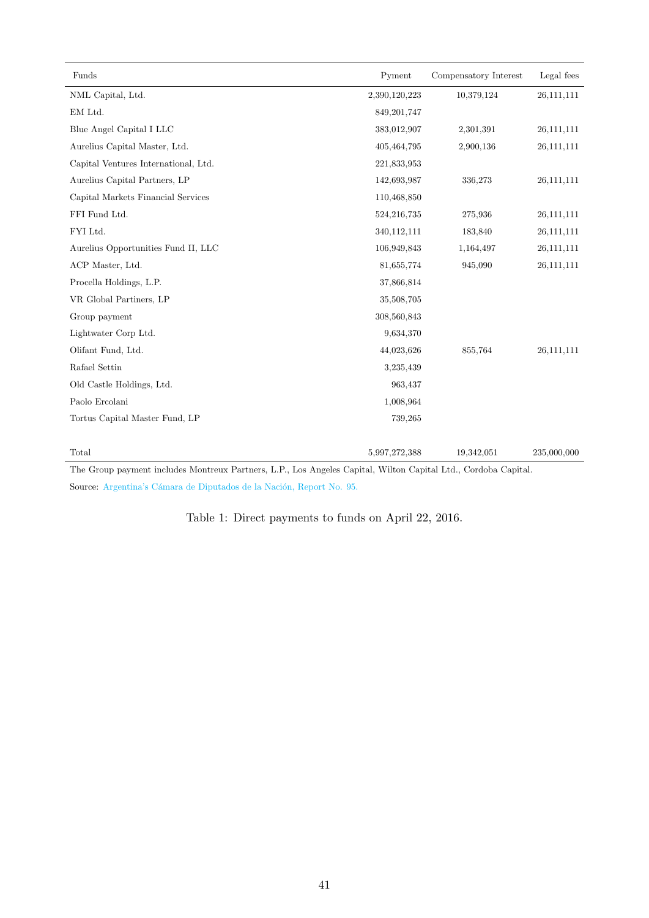| Funds | Pyment | Compensatory Interest | Legal fees |
|---|---|---|---|
| NML Capital, Ltd. | 2,390,120,223 | 10,379,124 | 26,111,111 |
| EM Ltd. | 849,201,747 | | |
| Blue Angel Capital I LLC | 383,012,907 | 2,301,391 | 26,111,111 |
| Aurelius Capital Master, Ltd. | 405,464,795 | 2,900,136 | 26,111,111 |
| Capital Ventures International, Ltd. | 221,833,953 | | |
| Aurelius Capital Partners, LP | 142,693,987 | 336,273 | 26,111,111 |
| Capital Markets Financial Services | 110,468,850 | | |
| FFI Fund Ltd. | 524,216,735 | 275,936 | 26,111,111 |
| FYI Ltd. | 340,112,111 | 183,840 | 26,111,111 |
| Aurelius Opportunities Fund II, LLC | 106,949,843 | 1,164,497 | 26,111,111 |
| ACP Master, Ltd. | 81,655,774 | 945,090 | 26,111,111 |
| Procella Holdings, L.P. | 37,866,814 | | |
| VR Global Partiners, LP | 35,508,705 | | |
| Group payment | 308,560,843 | | |
| Lightwater Corp Ltd. | 9,634,370 | | |
| Olifant Fund, Ltd. | 44,023,626 | 855,764 | 26,111,111 |
| Rafael Settin | 3,235,439 | | |
| Old Castle Holdings, Ltd. | 963,437 | | |
| Paolo Ercolani | 1,008,964 | | |
| Tortus Capital Master Fund, LP | 739,265 | | |
| Total | 5,997,272,388 | 19,342,051 | 235,000,000 |

The Group payment includes Montreux Partners, L.P., Los Angeles Capital, Wilton Capital Ltd., Cordoba Capital.

Source: Argentina's Cámara de Diputados de la Nación, Report No. 95.

Table 1: Direct payments to funds on April 22, 2016.